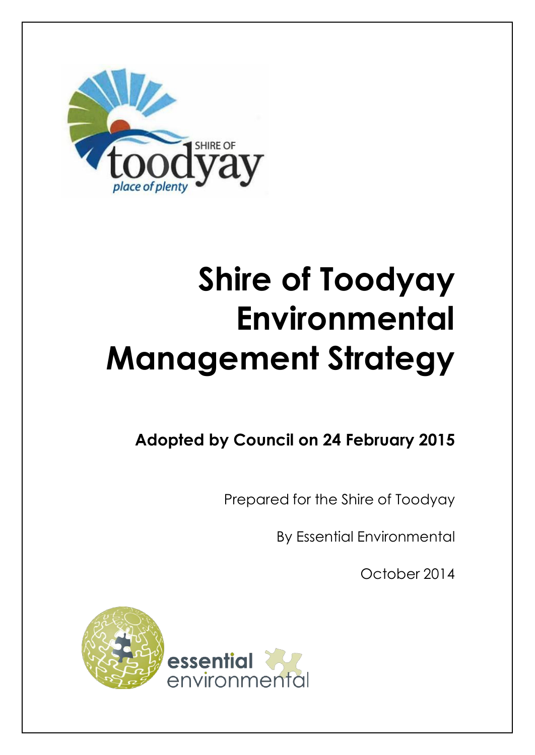# Shire of Toodyay Environmental Management Strategy

**Adopted by Council on 24 February 2015**

Prepared for the Shire of Toodyay

By Essential Environmental

October 2014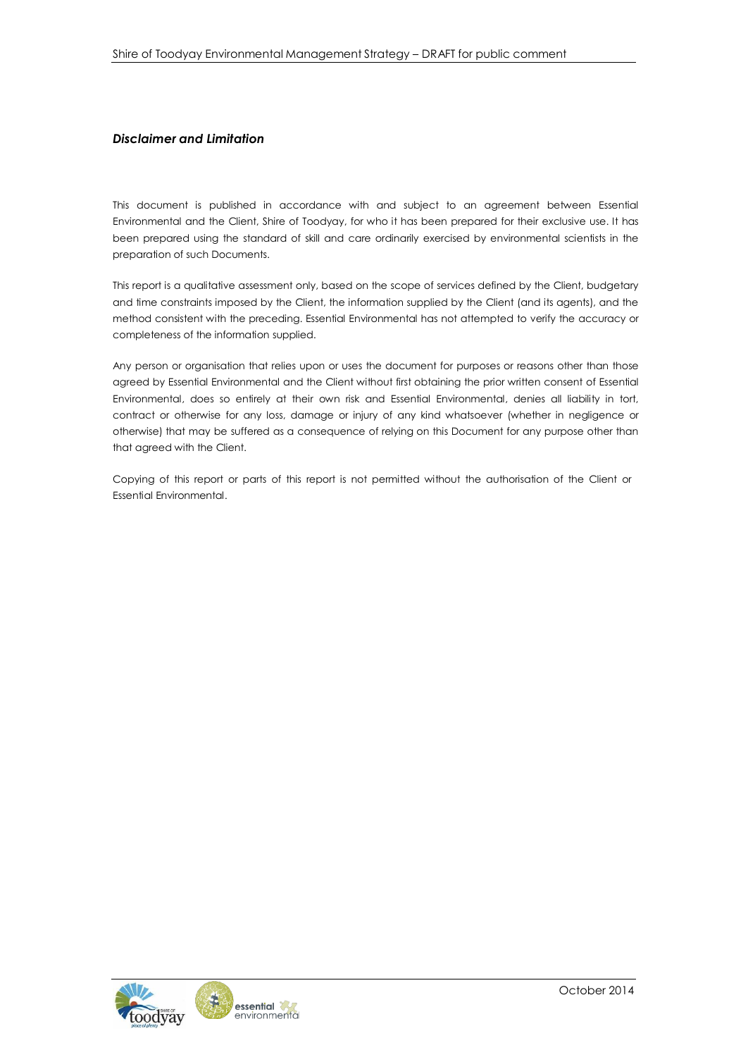***Disclaimer and Limitation***

This document is published in accordance with and subject to an agreement between Essential Environmental and the Client, Shire of Toodyay, for who it has been prepared for their exclusive use. It has been prepared using the standard of skill and care ordinarily exercised by environmental scientists in the preparation of such Documents.

This report is a qualitative assessment only, based on the scope of services defined by the Client, budgetary and time constraints imposed by the Client, the information supplied by the Client (and its agents), and the method consistent with the preceding. Essential Environmental has not attempted to verify the accuracy or completeness of the information supplied.

Any person or organisation that relies upon or uses the document for purposes or reasons other than those agreed by Essential Environmental and the Client without first obtaining the prior written consent of Essential Environmental, does so entirely at their own risk and Essential Environmental, denies all liability in tort, contract or otherwise for any loss, damage or injury of any kind whatsoever (whether in negligence or otherwise) that may be suffered as a consequence of relying on this Document for any purpose other than that agreed with the Client.

Copying of this report or parts of this report is not permitted without the authorisation of the Client or Essential Environmental.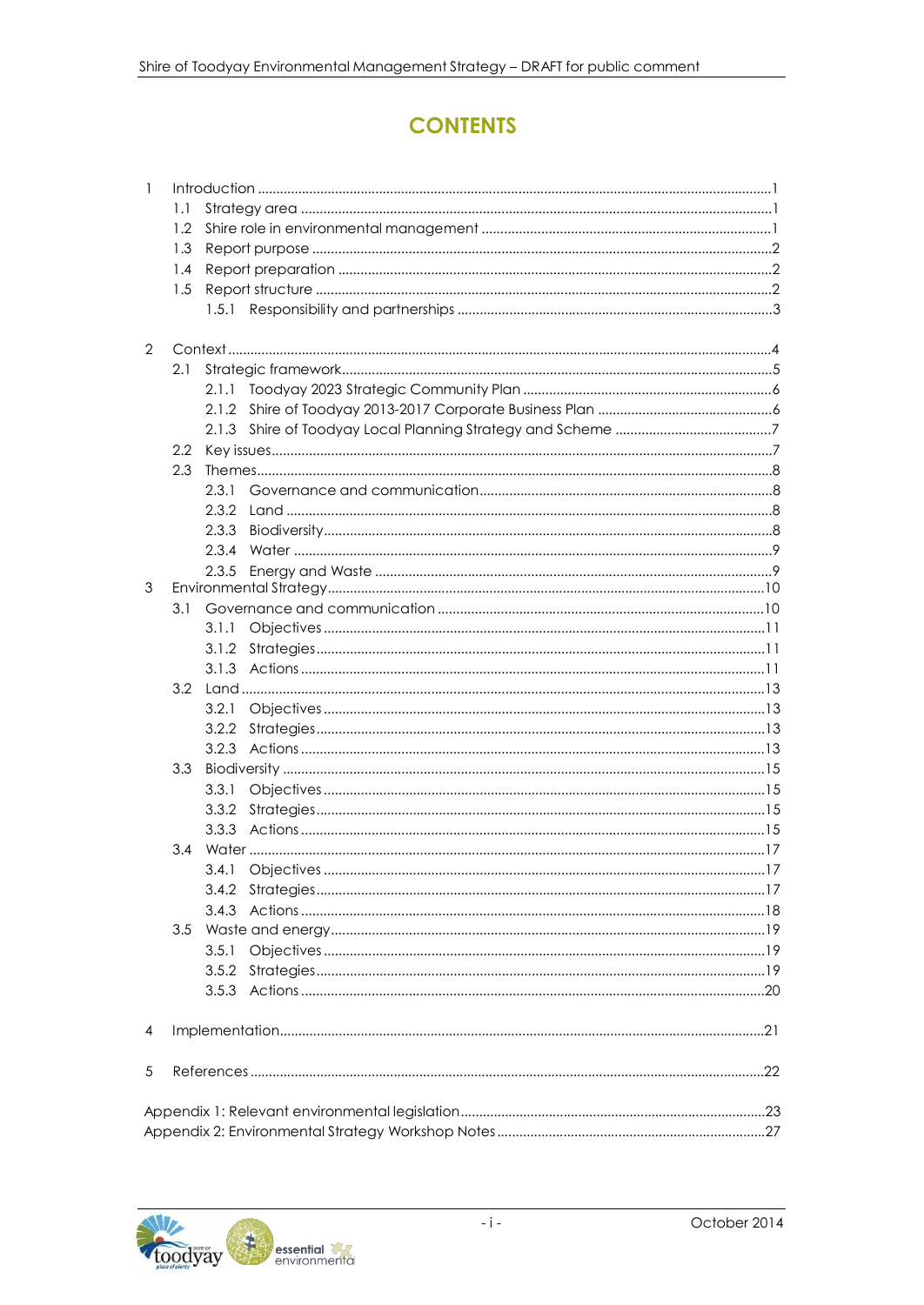# CONTENTS

1 Introduction ....1
- 1.1 Strategy area ....1
- 1.2 Shire role in environmental management ....1
- 1.3 Report purpose ....2
- 1.4 Report preparation ....2
- 1.5 Report structure ....2
  - 1.5.1 Responsibility and partnerships ....3

2 Context ....4
- 2.1 Strategic framework ....5
  - 2.1.1 Toodyay 2023 Strategic Community Plan ....6
  - 2.1.2 Shire of Toodyay 2013-2017 Corporate Business Plan ....6
  - 2.1.3 Shire of Toodyay Local Planning Strategy and Scheme ....7
- 2.2 Key issues ....7
- 2.3 Themes ....8
  - 2.3.1 Governance and communication ....8
  - 2.3.2 Land ....8
  - 2.3.3 Biodiversity ....8
  - 2.3.4 Water ....9
  - 2.3.5 Energy and Waste ....9

3 Environmental Strategy ....10
- 3.1 Governance and communication ....10
  - 3.1.1 Objectives ....11
  - 3.1.2 Strategies ....11
  - 3.1.3 Actions ....11
- 3.2 Land ....13
  - 3.2.1 Objectives ....13
  - 3.2.2 Strategies ....13
  - 3.2.3 Actions ....13
- 3.3 Biodiversity ....15
  - 3.3.1 Objectives ....15
  - 3.3.2 Strategies ....15
  - 3.3.3 Actions ....15
- 3.4 Water ....17
  - 3.4.1 Objectives ....17
  - 3.4.2 Strategies ....17
  - 3.4.3 Actions ....18
- 3.5 Waste and energy ....19
  - 3.5.1 Objectives ....19
  - 3.5.2 Strategies ....19
  - 3.5.3 Actions ....20

4 Implementation ....21

5 References ....22

Appendix 1: Relevant environmental legislation ....23

Appendix 2: Environmental Strategy Workshop Notes ....27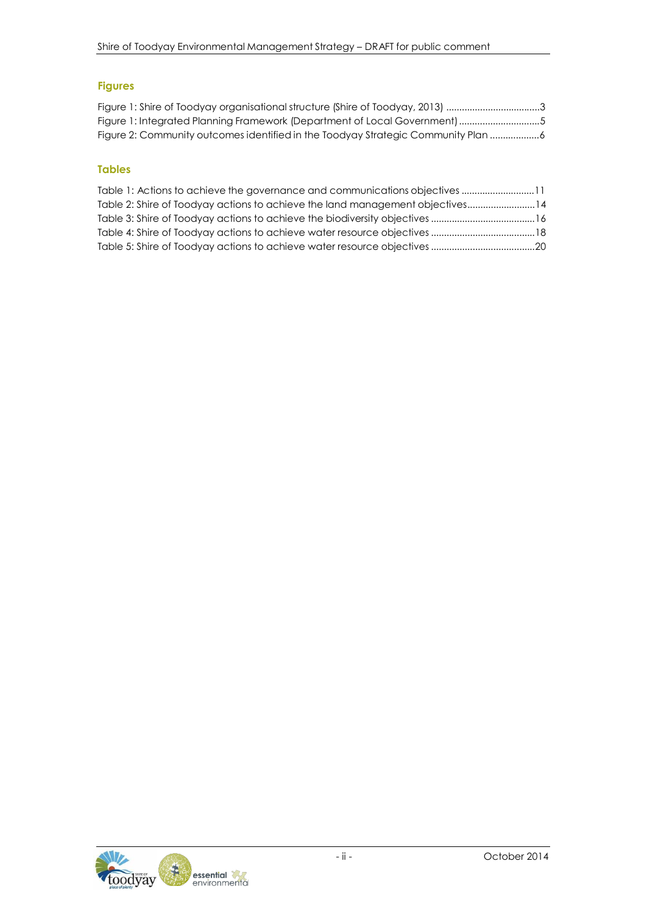## Figures

Figure 1: Shire of Toodyay organisational structure (Shire of Toodyay, 2013) ....................................3
Figure 1: Integrated Planning Framework (Department of Local Government) ...............................5
Figure 2: Community outcomes identified in the Toodyay Strategic Community Plan ...................6

## Tables

Table 1: Actions to achieve the governance and communications objectives ............................11
Table 2: Shire of Toodyay actions to achieve the land management objectives..........................14
Table 3: Shire of Toodyay actions to achieve the biodiversity objectives ........................................16
Table 4: Shire of Toodyay actions to achieve water resource objectives ........................................18
Table 5: Shire of Toodyay actions to achieve water resource objectives ........................................20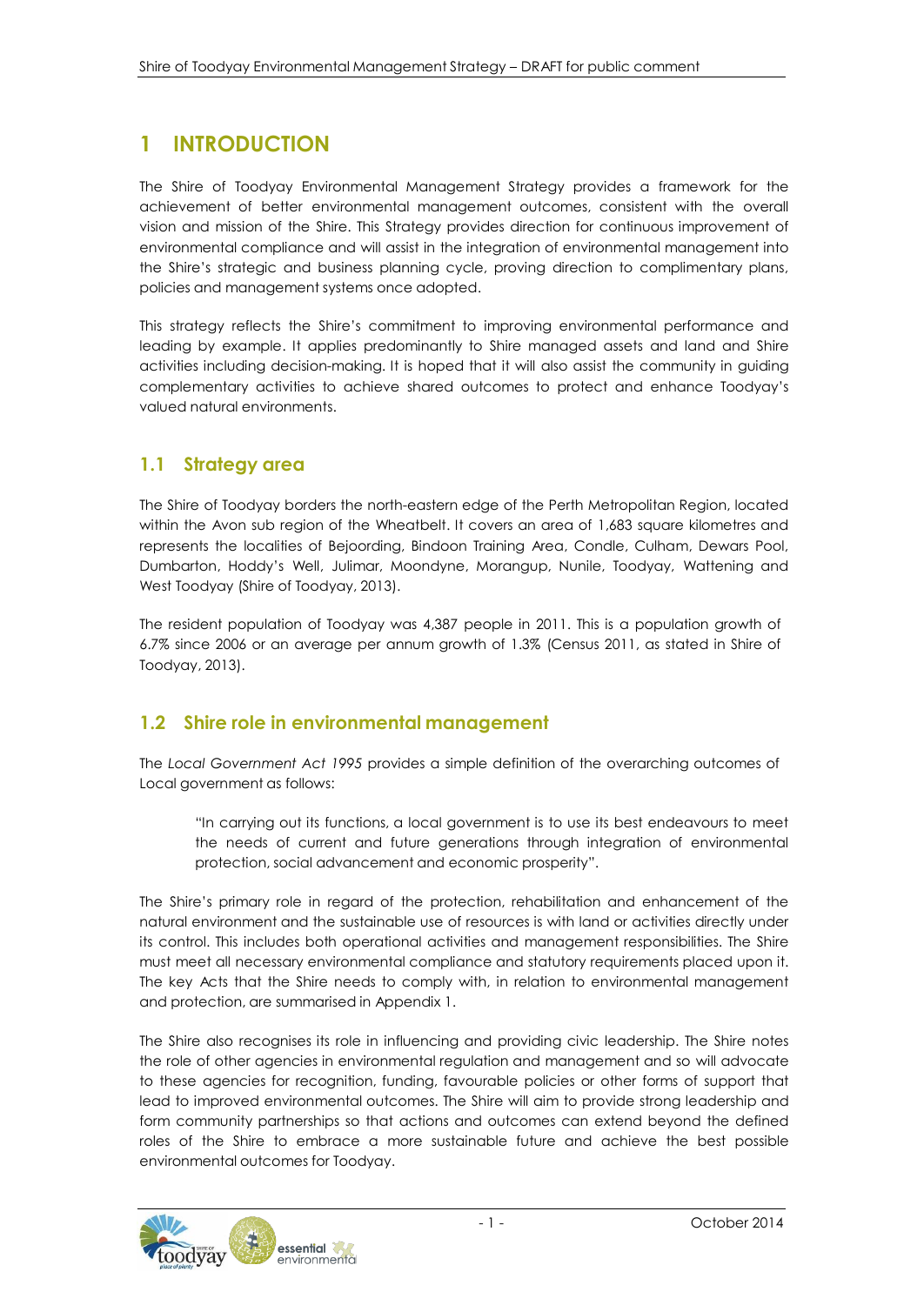# 1 INTRODUCTION

The Shire of Toodyay Environmental Management Strategy provides a framework for the achievement of better environmental management outcomes, consistent with the overall vision and mission of the Shire. This Strategy provides direction for continuous improvement of environmental compliance and will assist in the integration of environmental management into the Shire's strategic and business planning cycle, proving direction to complimentary plans, policies and management systems once adopted.

This strategy reflects the Shire's commitment to improving environmental performance and leading by example. It applies predominantly to Shire managed assets and land and Shire activities including decision-making. It is hoped that it will also assist the community in guiding complementary activities to achieve shared outcomes to protect and enhance Toodyay's valued natural environments.

## 1.1 Strategy area

The Shire of Toodyay borders the north-eastern edge of the Perth Metropolitan Region, located within the Avon sub region of the Wheatbelt. It covers an area of 1,683 square kilometres and represents the localities of Bejoording, Bindoon Training Area, Condle, Culham, Dewars Pool, Dumbarton, Hoddy's Well, Julimar, Moondyne, Morangup, Nunile, Toodyay, Wattening and West Toodyay (Shire of Toodyay, 2013).

The resident population of Toodyay was 4,387 people in 2011. This is a population growth of 6.7% since 2006 or an average per annum growth of 1.3% (Census 2011, as stated in Shire of Toodyay, 2013).

## 1.2 Shire role in environmental management

The *Local Government Act 1995* provides a simple definition of the overarching outcomes of Local government as follows:

> "In carrying out its functions, a local government is to use its best endeavours to meet the needs of current and future generations through integration of environmental protection, social advancement and economic prosperity".

The Shire's primary role in regard of the protection, rehabilitation and enhancement of the natural environment and the sustainable use of resources is with land or activities directly under its control. This includes both operational activities and management responsibilities. The Shire must meet all necessary environmental compliance and statutory requirements placed upon it. The key Acts that the Shire needs to comply with, in relation to environmental management and protection, are summarised in Appendix 1.

The Shire also recognises its role in influencing and providing civic leadership. The Shire notes the role of other agencies in environmental regulation and management and so will advocate to these agencies for recognition, funding, favourable policies or other forms of support that lead to improved environmental outcomes. The Shire will aim to provide strong leadership and form community partnerships so that actions and outcomes can extend beyond the defined roles of the Shire to embrace a more sustainable future and achieve the best possible environmental outcomes for Toodyay.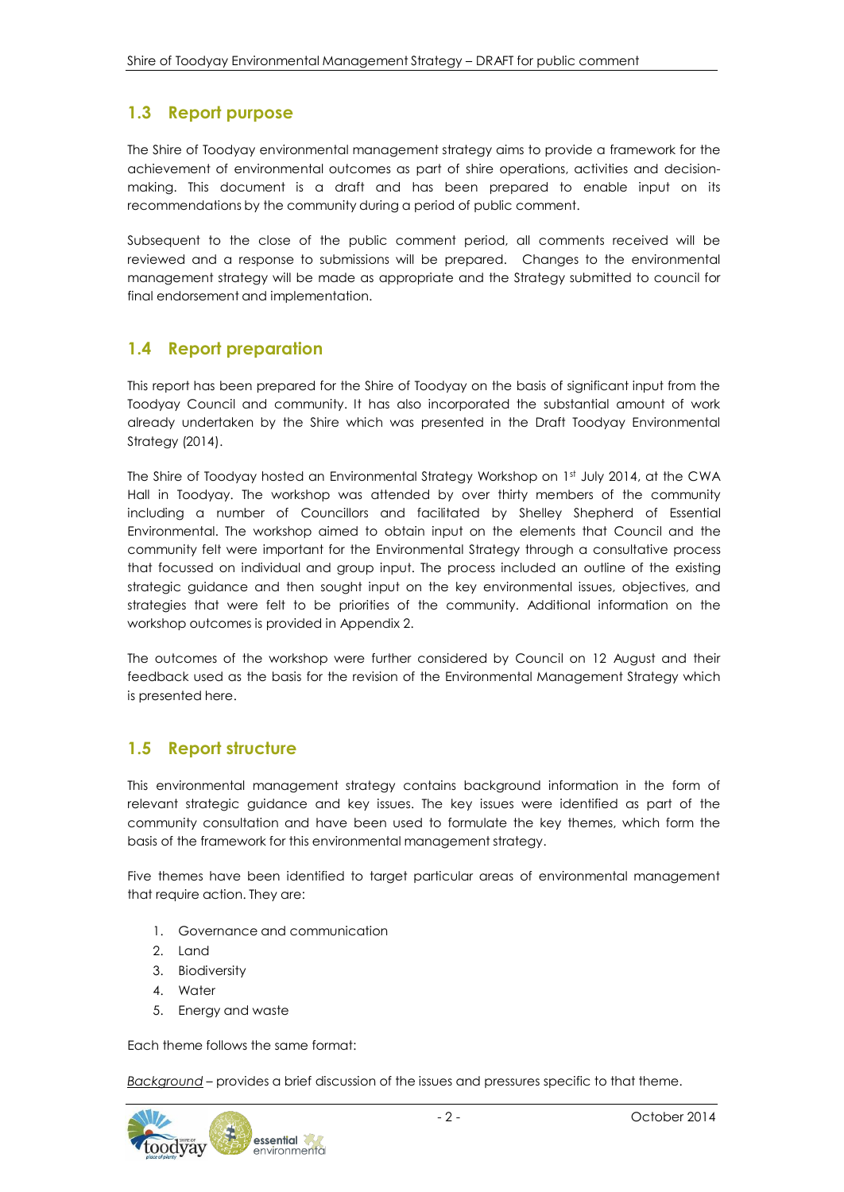## 1.3 Report purpose

The Shire of Toodyay environmental management strategy aims to provide a framework for the achievement of environmental outcomes as part of shire operations, activities and decision-making. This document is a draft and has been prepared to enable input on its recommendations by the community during a period of public comment.

Subsequent to the close of the public comment period, all comments received will be reviewed and a response to submissions will be prepared. Changes to the environmental management strategy will be made as appropriate and the Strategy submitted to council for final endorsement and implementation.

## 1.4 Report preparation

This report has been prepared for the Shire of Toodyay on the basis of significant input from the Toodyay Council and community. It has also incorporated the substantial amount of work already undertaken by the Shire which was presented in the Draft Toodyay Environmental Strategy (2014).

The Shire of Toodyay hosted an Environmental Strategy Workshop on 1st July 2014, at the CWA Hall in Toodyay. The workshop was attended by over thirty members of the community including a number of Councillors and facilitated by Shelley Shepherd of Essential Environmental. The workshop aimed to obtain input on the elements that Council and the community felt were important for the Environmental Strategy through a consultative process that focussed on individual and group input. The process included an outline of the existing strategic guidance and then sought input on the key environmental issues, objectives, and strategies that were felt to be priorities of the community. Additional information on the workshop outcomes is provided in Appendix 2.

The outcomes of the workshop were further considered by Council on 12 August and their feedback used as the basis for the revision of the Environmental Management Strategy which is presented here.

## 1.5 Report structure

This environmental management strategy contains background information in the form of relevant strategic guidance and key issues. The key issues were identified as part of the community consultation and have been used to formulate the key themes, which form the basis of the framework for this environmental management strategy.

Five themes have been identified to target particular areas of environmental management that require action. They are:

1. Governance and communication
2. Land
3. Biodiversity
4. Water
5. Energy and waste

Each theme follows the same format:

*Background* – provides a brief discussion of the issues and pressures specific to that theme.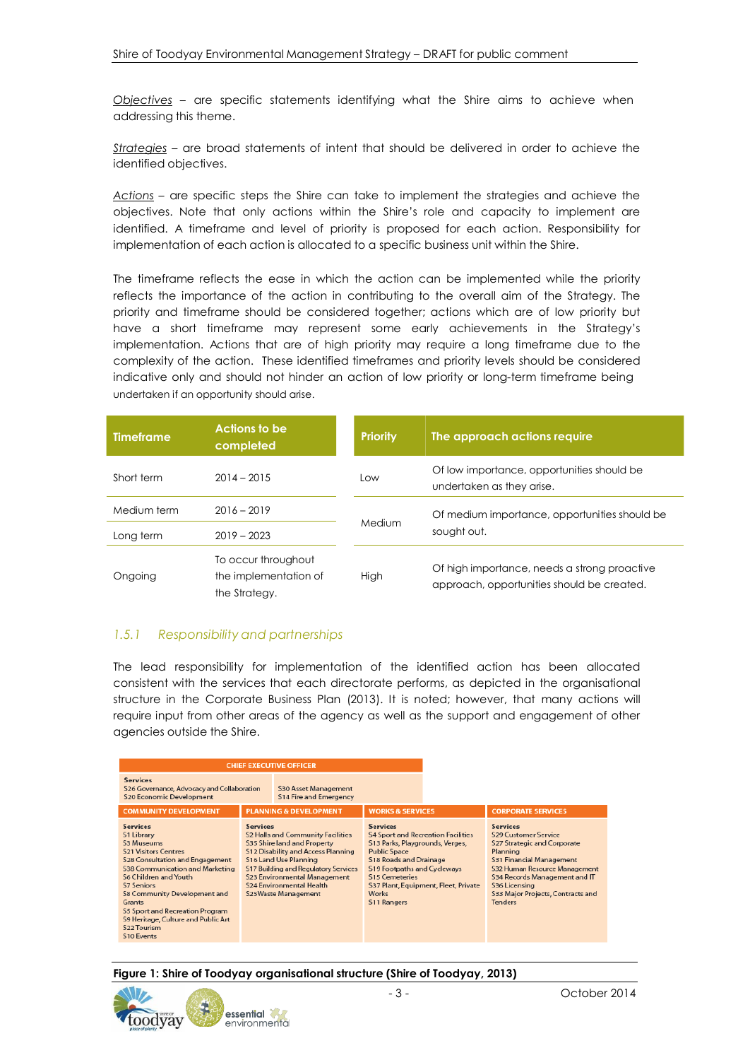*Objectives* – are specific statements identifying what the Shire aims to achieve when addressing this theme.

*Strategies* – are broad statements of intent that should be delivered in order to achieve the identified objectives.

*Actions* – are specific steps the Shire can take to implement the strategies and achieve the objectives. Note that only actions within the Shire's role and capacity to implement are identified. A timeframe and level of priority is proposed for each action. Responsibility for implementation of each action is allocated to a specific business unit within the Shire.

The timeframe reflects the ease in which the action can be implemented while the priority reflects the importance of the action in contributing to the overall aim of the Strategy. The priority and timeframe should be considered together; actions which are of low priority but have a short timeframe may represent some early achievements in the Strategy's implementation. Actions that are of high priority may require a long timeframe due to the complexity of the action. These identified timeframes and priority levels should be considered indicative only and should not hinder an action of low priority or long-term timeframe being undertaken if an opportunity should arise.

| Timeframe | Actions to be completed |
|---|---|
| Short term | 2014 – 2015 |
| Medium term | 2016 – 2019 |
| Long term | 2019 – 2023 |
| Ongoing | To occur throughout the implementation of the Strategy. |

| Priority | The approach actions require |
|---|---|
| Low | Of low importance, opportunities should be undertaken as they arise. |
| Medium | Of medium importance, opportunities should be sought out. |
| High | Of high importance, needs a strong proactive approach, opportunities should be created. |

### 1.5.1 Responsibility and partnerships

The lead responsibility for implementation of the identified action has been allocated consistent with the services that each directorate performs, as depicted in the organisational structure in the Corporate Business Plan (2013). It is noted; however, that many actions will require input from other areas of the agency as well as the support and engagement of other agencies outside the Shire.

**CHIEF EXECUTIVE OFFICER**

Services: S26 Governance, Advocacy and Collaboration; S20 Economic Development; S30 Asset Management; S14 Fire and Emergency

| COMMUNITY DEVELOPMENT | PLANNING & DEVELOPMENT | WORKS & SERVICES | CORPORATE SERVICES |
|---|---|---|---|
| Services<br>S1 Library<br>S3 Museums<br>S21 Visitors Centres<br>S28 Consultation and Engagement<br>S38 Communication and Marketing<br>S6 Children and Youth<br>S7 Seniors<br>S8 Community Development and Grants<br>S5 Sport and Recreation Program<br>S9 Heritage, Culture and Public Art<br>S22 Tourism<br>S10 Events | Services<br>S2 Halls and Community Facilities<br>S35 Shire land and Property<br>S12 Disability and Access Planning<br>S16 Land Use Planning<br>S17 Building and Regulatory Services<br>S23 Environmental Management<br>S24 Environmental Health<br>S25 Waste Management | Services<br>S4 Sport and Recreation Facilities<br>S13 Parks, Playgrounds, Verges, Public Space<br>S18 Roads and Drainage<br>S19 Footpaths and Cycleways<br>S15 Cemeteries<br>S37 Plant, Equipment, Fleet, Private Works<br>S11 Rangers | Services<br>S29 Customer Service<br>S27 Strategic and Corporate Planning<br>S31 Financial Management<br>S32 Human Resource Management<br>S34 Records Management and IT<br>S36 Licensing<br>S33 Major Projects, Contracts and Tenders |

**Figure 1: Shire of Toodyay organisational structure (Shire of Toodyay, 2013)**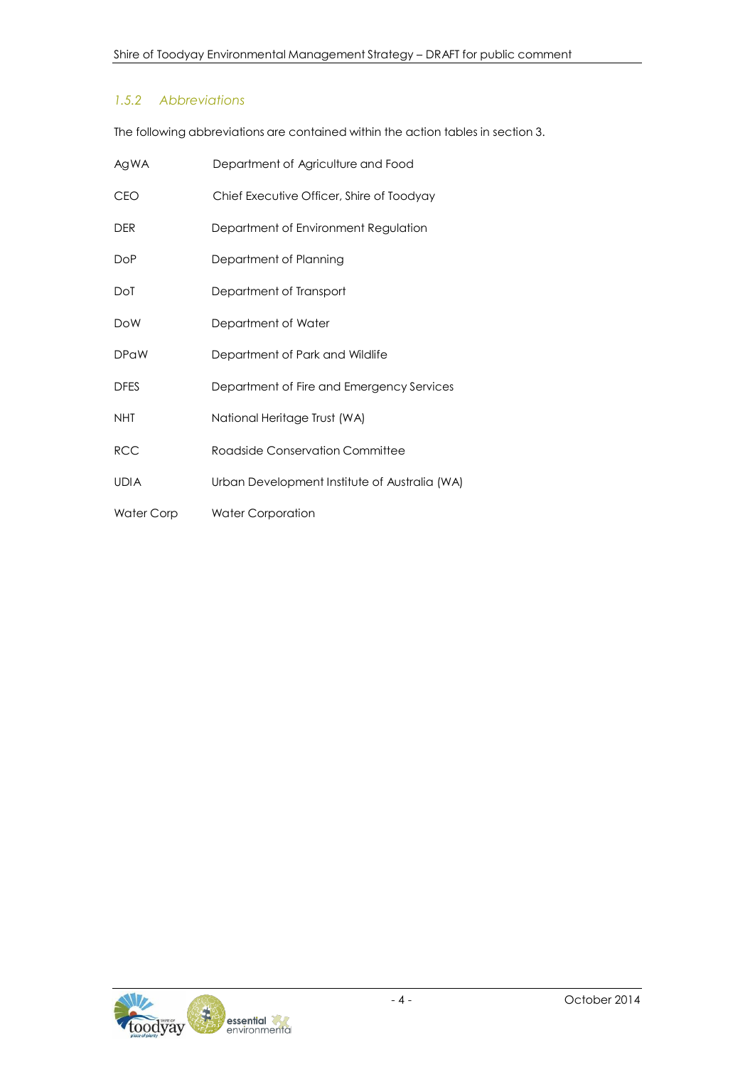### *1.5.2 Abbreviations*

The following abbreviations are contained within the action tables in section 3.

| | |
|---|---|
| AgWA | Department of Agriculture and Food |
| CEO | Chief Executive Officer, Shire of Toodyay |
| DER | Department of Environment Regulation |
| DoP | Department of Planning |
| DoT | Department of Transport |
| DoW | Department of Water |
| DPaW | Department of Park and Wildlife |
| DFES | Department of Fire and Emergency Services |
| NHT | National Heritage Trust (WA) |
| RCC | Roadside Conservation Committee |
| UDIA | Urban Development Institute of Australia (WA) |
| Water Corp | Water Corporation |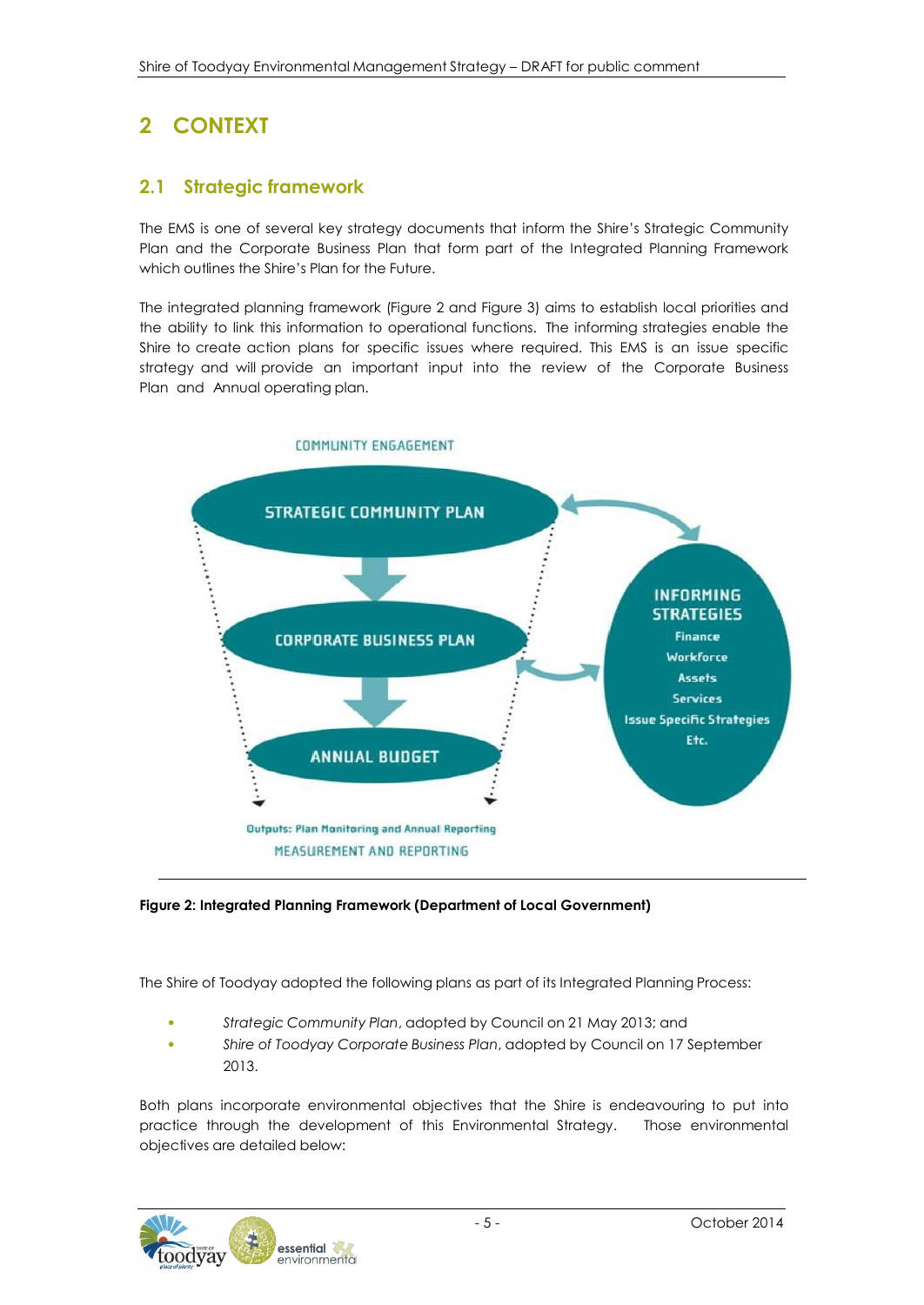# 2 CONTEXT

## 2.1 Strategic framework

The EMS is one of several key strategy documents that inform the Shire's Strategic Community Plan and the Corporate Business Plan that form part of the Integrated Planning Framework which outlines the Shire's Plan for the Future.

The integrated planning framework (Figure 2 and Figure 3) aims to establish local priorities and the ability to link this information to operational functions. The informing strategies enable the Shire to create action plans for specific issues where required. This EMS is an issue specific strategy and will provide an important input into the review of the Corporate Business Plan and Annual operating plan.

COMMUNITY ENGAGEMENT

STRATEGIC COMMUNITY PLAN

CORPORATE BUSINESS PLAN

ANNUAL BUDGET

INFORMING STRATEGIES
Finance
Workforce
Assets
Services
Issue Specific Strategies
Etc.

Outputs: Plan Monitoring and Annual Reporting
MEASUREMENT AND REPORTING

**Figure 2: Integrated Planning Framework (Department of Local Government)**

The Shire of Toodyay adopted the following plans as part of its Integrated Planning Process:

- *Strategic Community Plan*, adopted by Council on 21 May 2013; and
- *Shire of Toodyay Corporate Business Plan*, adopted by Council on 17 September 2013.

Both plans incorporate environmental objectives that the Shire is endeavouring to put into practice through the development of this Environmental Strategy. Those environmental objectives are detailed below: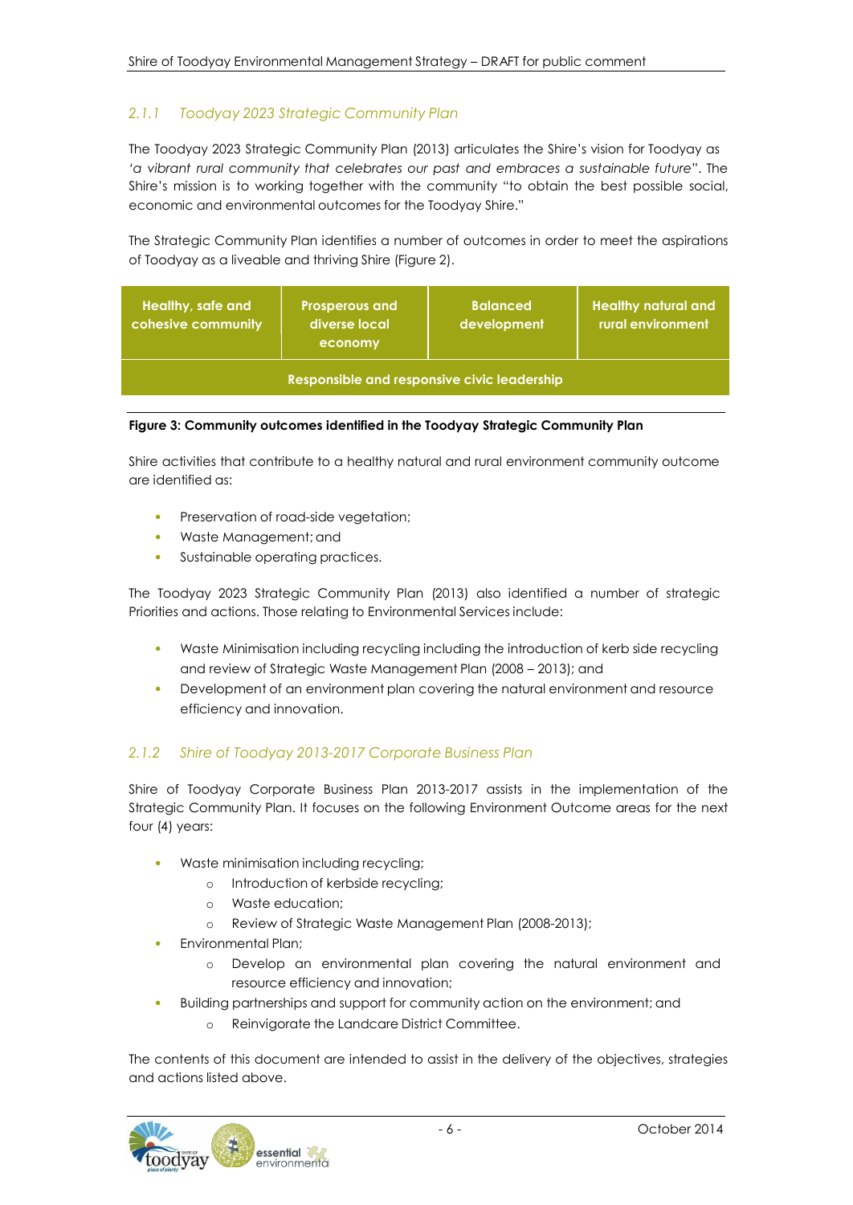### 2.1.1 Toodyay 2023 Strategic Community Plan

The Toodyay 2023 Strategic Community Plan (2013) articulates the Shire's vision for Toodyay as *'a vibrant rural community that celebrates our past and embraces a sustainable future*". The Shire's mission is to working together with the community "to obtain the best possible social, economic and environmental outcomes for the Toodyay Shire."

The Strategic Community Plan identifies a number of outcomes in order to meet the aspirations of Toodyay as a liveable and thriving Shire (Figure 2).

| Healthy, safe and cohesive community | Prosperous and diverse local economy | Balanced development | Healthy natural and rural environment |
|---|---|---|---|
| Responsible and responsive civic leadership | | | |

**Figure 3: Community outcomes identified in the Toodyay Strategic Community Plan**

Shire activities that contribute to a healthy natural and rural environment community outcome are identified as:

- Preservation of road-side vegetation;
- Waste Management; and
- Sustainable operating practices.

The Toodyay 2023 Strategic Community Plan (2013) also identified a number of strategic Priorities and actions. Those relating to Environmental Services include:

- Waste Minimisation including recycling including the introduction of kerb side recycling and review of Strategic Waste Management Plan (2008 – 2013); and
- Development of an environment plan covering the natural environment and resource efficiency and innovation.

### 2.1.2 Shire of Toodyay 2013-2017 Corporate Business Plan

Shire of Toodyay Corporate Business Plan 2013-2017 assists in the implementation of the Strategic Community Plan. It focuses on the following Environment Outcome areas for the next four (4) years:

- Waste minimisation including recycling;
  - Introduction of kerbside recycling;
  - Waste education;
  - Review of Strategic Waste Management Plan (2008-2013);
- Environmental Plan;
  - Develop an environmental plan covering the natural environment and resource efficiency and innovation;
- Building partnerships and support for community action on the environment; and
  - Reinvigorate the Landcare District Committee.

The contents of this document are intended to assist in the delivery of the objectives, strategies and actions listed above.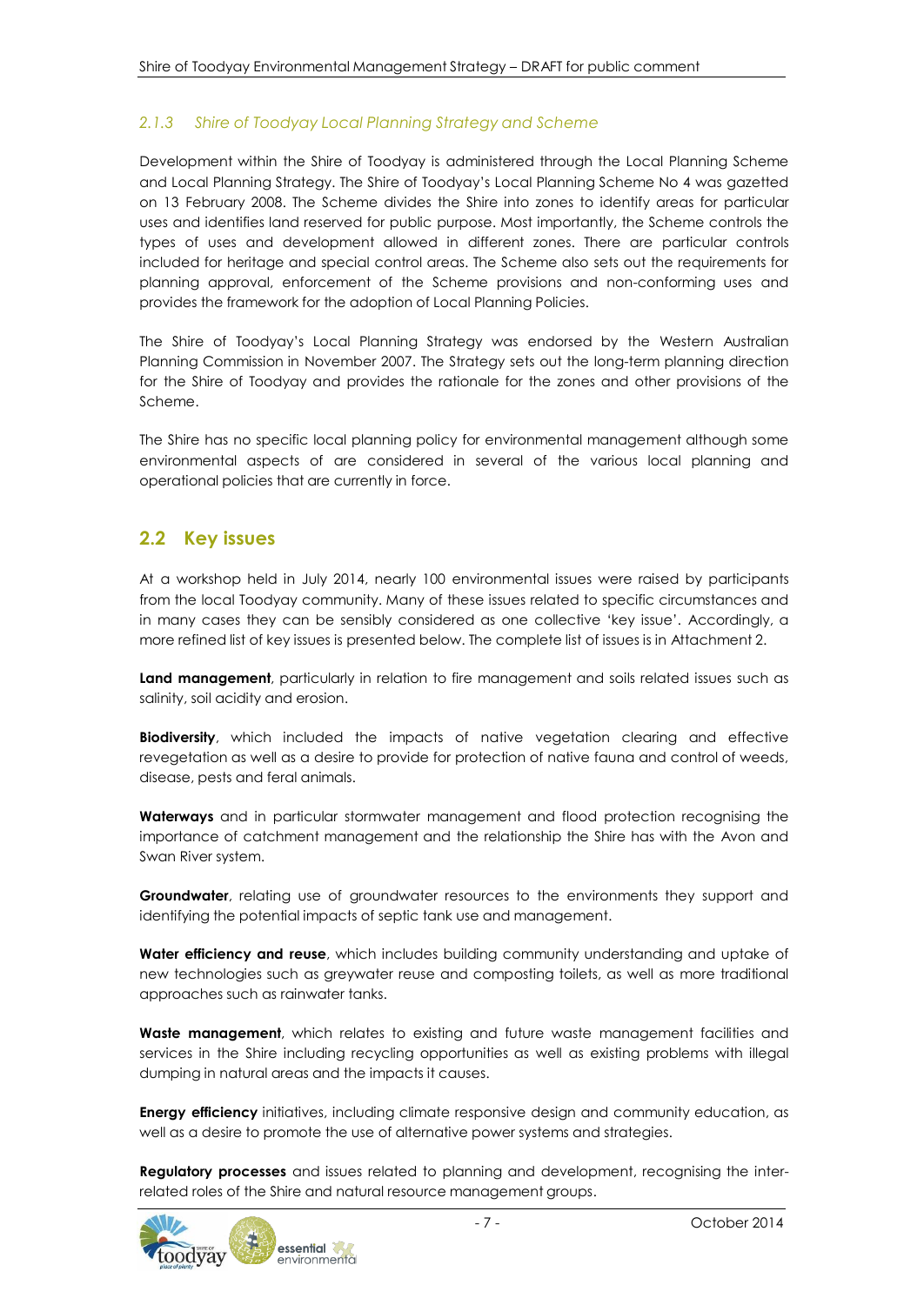### *2.1.3 Shire of Toodyay Local Planning Strategy and Scheme*

Development within the Shire of Toodyay is administered through the Local Planning Scheme and Local Planning Strategy. The Shire of Toodyay's Local Planning Scheme No 4 was gazetted on 13 February 2008. The Scheme divides the Shire into zones to identify areas for particular uses and identifies land reserved for public purpose. Most importantly, the Scheme controls the types of uses and development allowed in different zones. There are particular controls included for heritage and special control areas. The Scheme also sets out the requirements for planning approval, enforcement of the Scheme provisions and non-conforming uses and provides the framework for the adoption of Local Planning Policies.

The Shire of Toodyay's Local Planning Strategy was endorsed by the Western Australian Planning Commission in November 2007. The Strategy sets out the long-term planning direction for the Shire of Toodyay and provides the rationale for the zones and other provisions of the Scheme.

The Shire has no specific local planning policy for environmental management although some environmental aspects of are considered in several of the various local planning and operational policies that are currently in force.

## 2.2 Key issues

At a workshop held in July 2014, nearly 100 environmental issues were raised by participants from the local Toodyay community. Many of these issues related to specific circumstances and in many cases they can be sensibly considered as one collective 'key issue'. Accordingly, a more refined list of key issues is presented below. The complete list of issues is in Attachment 2.

**Land management**, particularly in relation to fire management and soils related issues such as salinity, soil acidity and erosion.

**Biodiversity**, which included the impacts of native vegetation clearing and effective revegetation as well as a desire to provide for protection of native fauna and control of weeds, disease, pests and feral animals.

**Waterways** and in particular stormwater management and flood protection recognising the importance of catchment management and the relationship the Shire has with the Avon and Swan River system.

**Groundwater**, relating use of groundwater resources to the environments they support and identifying the potential impacts of septic tank use and management.

**Water efficiency and reuse**, which includes building community understanding and uptake of new technologies such as greywater reuse and composting toilets, as well as more traditional approaches such as rainwater tanks.

**Waste management**, which relates to existing and future waste management facilities and services in the Shire including recycling opportunities as well as existing problems with illegal dumping in natural areas and the impacts it causes.

**Energy efficiency** initiatives, including climate responsive design and community education, as well as a desire to promote the use of alternative power systems and strategies.

**Regulatory processes** and issues related to planning and development, recognising the inter-related roles of the Shire and natural resource management groups.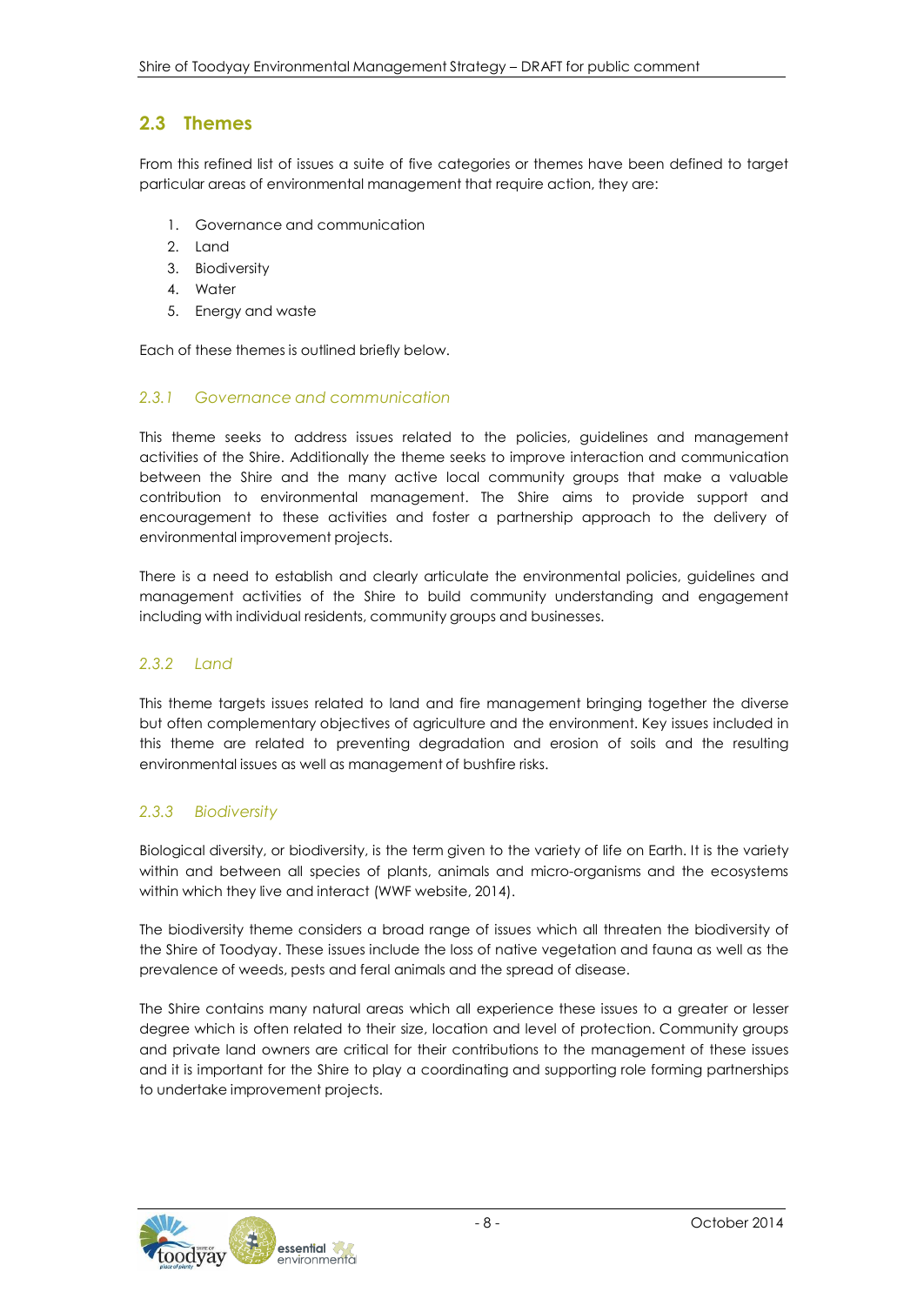## 2.3 Themes

From this refined list of issues a suite of five categories or themes have been defined to target particular areas of environmental management that require action, they are:

1. Governance and communication
2. Land
3. Biodiversity
4. Water
5. Energy and waste

Each of these themes is outlined briefly below.

### *2.3.1 Governance and communication*

This theme seeks to address issues related to the policies, guidelines and management activities of the Shire. Additionally the theme seeks to improve interaction and communication between the Shire and the many active local community groups that make a valuable contribution to environmental management. The Shire aims to provide support and encouragement to these activities and foster a partnership approach to the delivery of environmental improvement projects.

There is a need to establish and clearly articulate the environmental policies, guidelines and management activities of the Shire to build community understanding and engagement including with individual residents, community groups and businesses.

### *2.3.2 Land*

This theme targets issues related to land and fire management bringing together the diverse but often complementary objectives of agriculture and the environment. Key issues included in this theme are related to preventing degradation and erosion of soils and the resulting environmental issues as well as management of bushfire risks.

### *2.3.3 Biodiversity*

Biological diversity, or biodiversity, is the term given to the variety of life on Earth. It is the variety within and between all species of plants, animals and micro-organisms and the ecosystems within which they live and interact (WWF website, 2014).

The biodiversity theme considers a broad range of issues which all threaten the biodiversity of the Shire of Toodyay. These issues include the loss of native vegetation and fauna as well as the prevalence of weeds, pests and feral animals and the spread of disease.

The Shire contains many natural areas which all experience these issues to a greater or lesser degree which is often related to their size, location and level of protection. Community groups and private land owners are critical for their contributions to the management of these issues and it is important for the Shire to play a coordinating and supporting role forming partnerships to undertake improvement projects.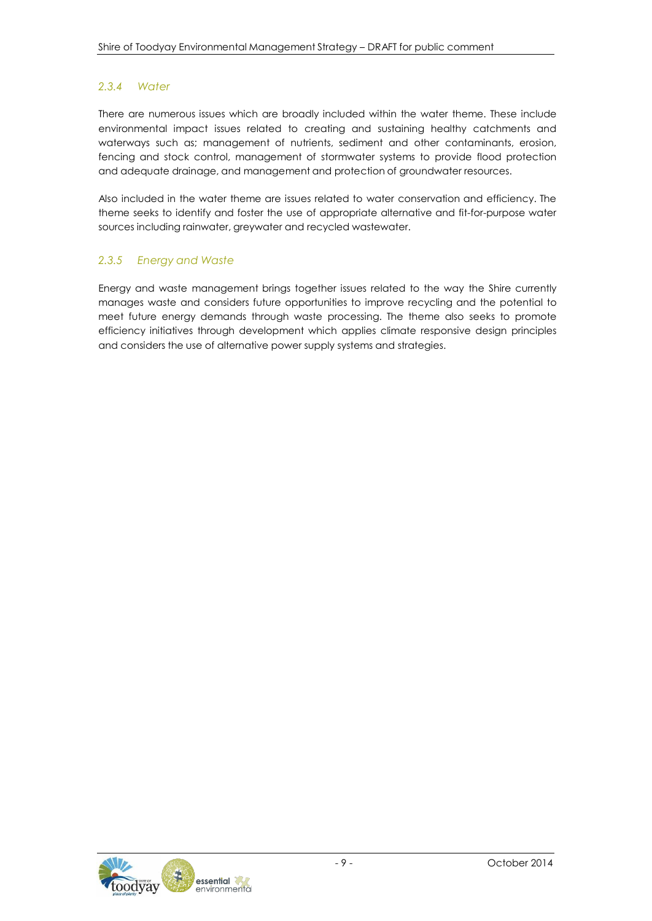### *2.3.4 Water*

There are numerous issues which are broadly included within the water theme. These include environmental impact issues related to creating and sustaining healthy catchments and waterways such as; management of nutrients, sediment and other contaminants, erosion, fencing and stock control, management of stormwater systems to provide flood protection and adequate drainage, and management and protection of groundwater resources.

Also included in the water theme are issues related to water conservation and efficiency. The theme seeks to identify and foster the use of appropriate alternative and fit-for-purpose water sources including rainwater, greywater and recycled wastewater.

### *2.3.5 Energy and Waste*

Energy and waste management brings together issues related to the way the Shire currently manages waste and considers future opportunities to improve recycling and the potential to meet future energy demands through waste processing. The theme also seeks to promote efficiency initiatives through development which applies climate responsive design principles and considers the use of alternative power supply systems and strategies.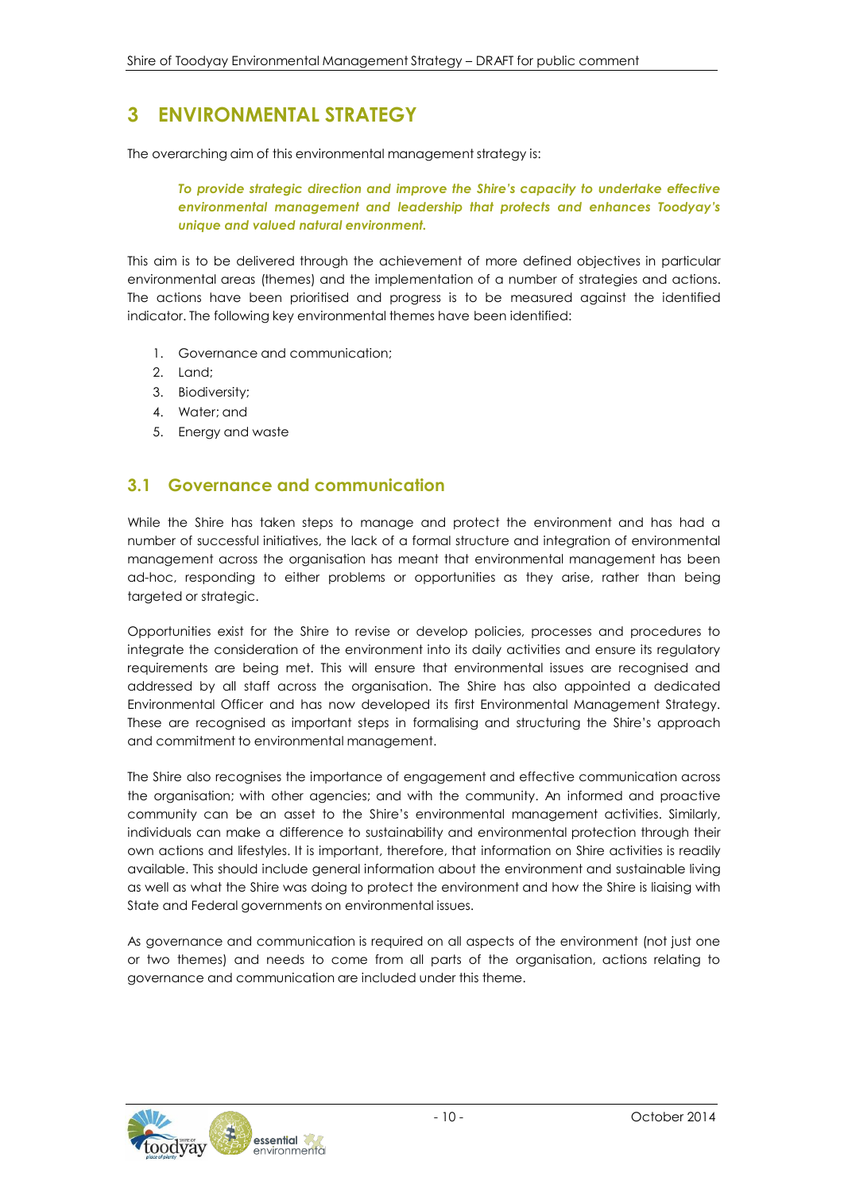# 3 ENVIRONMENTAL STRATEGY

The overarching aim of this environmental management strategy is:

> ***To provide strategic direction and improve the Shire's capacity to undertake effective environmental management and leadership that protects and enhances Toodyay's unique and valued natural environment.***

This aim is to be delivered through the achievement of more defined objectives in particular environmental areas (themes) and the implementation of a number of strategies and actions. The actions have been prioritised and progress is to be measured against the identified indicator. The following key environmental themes have been identified:

1. Governance and communication;
2. Land;
3. Biodiversity;
4. Water; and
5. Energy and waste

## 3.1 Governance and communication

While the Shire has taken steps to manage and protect the environment and has had a number of successful initiatives, the lack of a formal structure and integration of environmental management across the organisation has meant that environmental management has been ad-hoc, responding to either problems or opportunities as they arise, rather than being targeted or strategic.

Opportunities exist for the Shire to revise or develop policies, processes and procedures to integrate the consideration of the environment into its daily activities and ensure its regulatory requirements are being met. This will ensure that environmental issues are recognised and addressed by all staff across the organisation. The Shire has also appointed a dedicated Environmental Officer and has now developed its first Environmental Management Strategy. These are recognised as important steps in formalising and structuring the Shire's approach and commitment to environmental management.

The Shire also recognises the importance of engagement and effective communication across the organisation; with other agencies; and with the community. An informed and proactive community can be an asset to the Shire's environmental management activities. Similarly, individuals can make a difference to sustainability and environmental protection through their own actions and lifestyles. It is important, therefore, that information on Shire activities is readily available. This should include general information about the environment and sustainable living as well as what the Shire was doing to protect the environment and how the Shire is liaising with State and Federal governments on environmental issues.

As governance and communication is required on all aspects of the environment (not just one or two themes) and needs to come from all parts of the organisation, actions relating to governance and communication are included under this theme.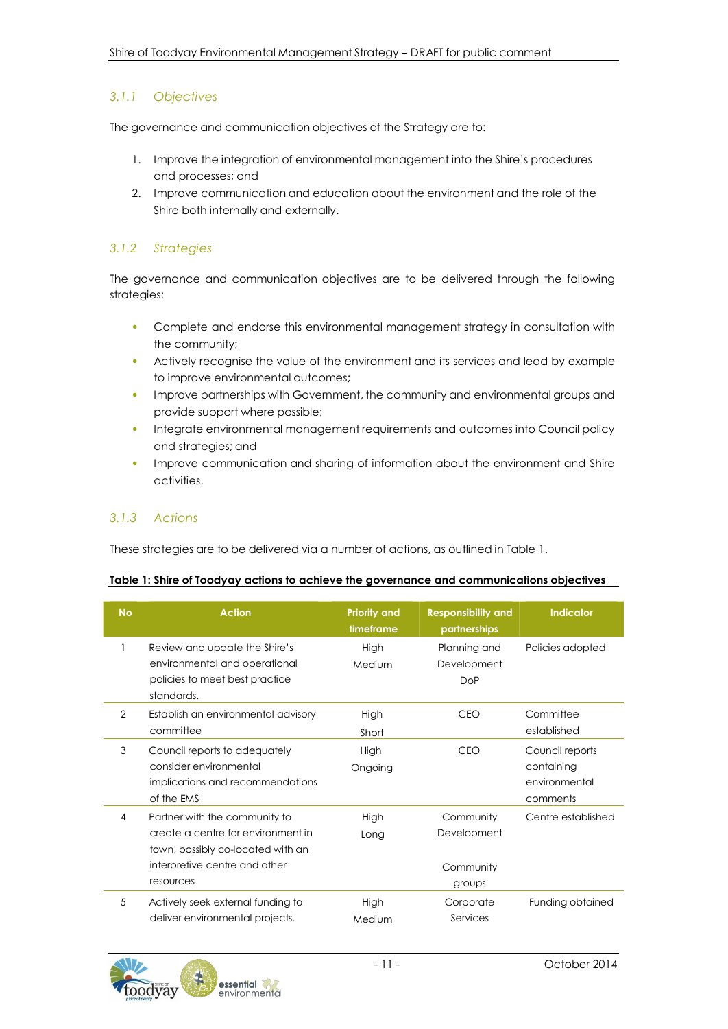### *3.1.1 Objectives*

The governance and communication objectives of the Strategy are to:

1. Improve the integration of environmental management into the Shire's procedures and processes; and
2. Improve communication and education about the environment and the role of the Shire both internally and externally.

### *3.1.2 Strategies*

The governance and communication objectives are to be delivered through the following strategies:

- Complete and endorse this environmental management strategy in consultation with the community;
- Actively recognise the value of the environment and its services and lead by example to improve environmental outcomes;
- Improve partnerships with Government, the community and environmental groups and provide support where possible;
- Integrate environmental management requirements and outcomes into Council policy and strategies; and
- Improve communication and sharing of information about the environment and Shire activities.

### *3.1.3 Actions*

These strategies are to be delivered via a number of actions, as outlined in Table 1.

**Table 1: Shire of Toodyay actions to achieve the governance and communications objectives**

| No | Action | Priority and timeframe | Responsibility and partnerships | Indicator |
|---|---|---|---|---|
| 1 | Review and update the Shire's environmental and operational policies to meet best practice standards. | High<br>Medium | Planning and Development<br>DoP | Policies adopted |
| 2 | Establish an environmental advisory committee | High<br>Short | CEO | Committee established |
| 3 | Council reports to adequately consider environmental implications and recommendations of the EMS | High<br>Ongoing | CEO | Council reports containing environmental comments |
| 4 | Partner with the community to create a centre for environment in town, possibly co-located with an interpretive centre and other resources | High<br>Long | Community Development<br><br>Community groups | Centre established |
| 5 | Actively seek external funding to deliver environmental projects. | High<br>Medium | Corporate Services | Funding obtained |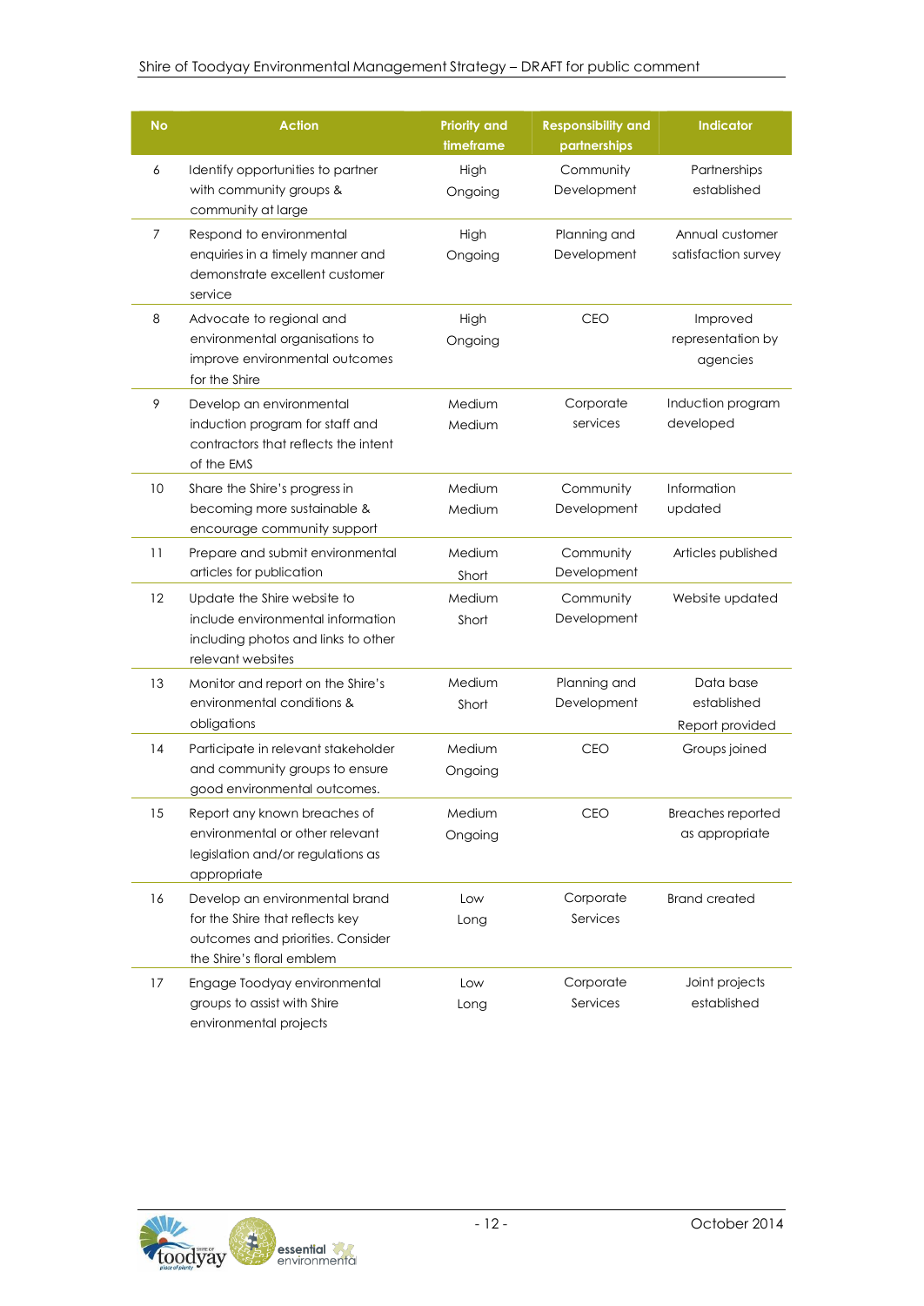| No | Action | Priority and timeframe | Responsibility and partnerships | Indicator |
|---|---|---|---|---|
| 6 | Identify opportunities to partner with community groups & community at large | High Ongoing | Community Development | Partnerships established |
| 7 | Respond to environmental enquiries in a timely manner and demonstrate excellent customer service | High Ongoing | Planning and Development | Annual customer satisfaction survey |
| 8 | Advocate to regional and environmental organisations to improve environmental outcomes for the Shire | High Ongoing | CEO | Improved representation by agencies |
| 9 | Develop an environmental induction program for staff and contractors that reflects the intent of the EMS | Medium Medium | Corporate services | Induction program developed |
| 10 | Share the Shire's progress in becoming more sustainable & encourage community support | Medium Medium | Community Development | Information updated |
| 11 | Prepare and submit environmental articles for publication | Medium Short | Community Development | Articles published |
| 12 | Update the Shire website to include environmental information including photos and links to other relevant websites | Medium Short | Community Development | Website updated |
| 13 | Monitor and report on the Shire's environmental conditions & obligations | Medium Short | Planning and Development | Data base established Report provided |
| 14 | Participate in relevant stakeholder and community groups to ensure good environmental outcomes. | Medium Ongoing | CEO | Groups joined |
| 15 | Report any known breaches of environmental or other relevant legislation and/or regulations as appropriate | Medium Ongoing | CEO | Breaches reported as appropriate |
| 16 | Develop an environmental brand for the Shire that reflects key outcomes and priorities. Consider the Shire's floral emblem | Low Long | Corporate Services | Brand created |
| 17 | Engage Toodyay environmental groups to assist with Shire environmental projects | Low Long | Corporate Services | Joint projects established |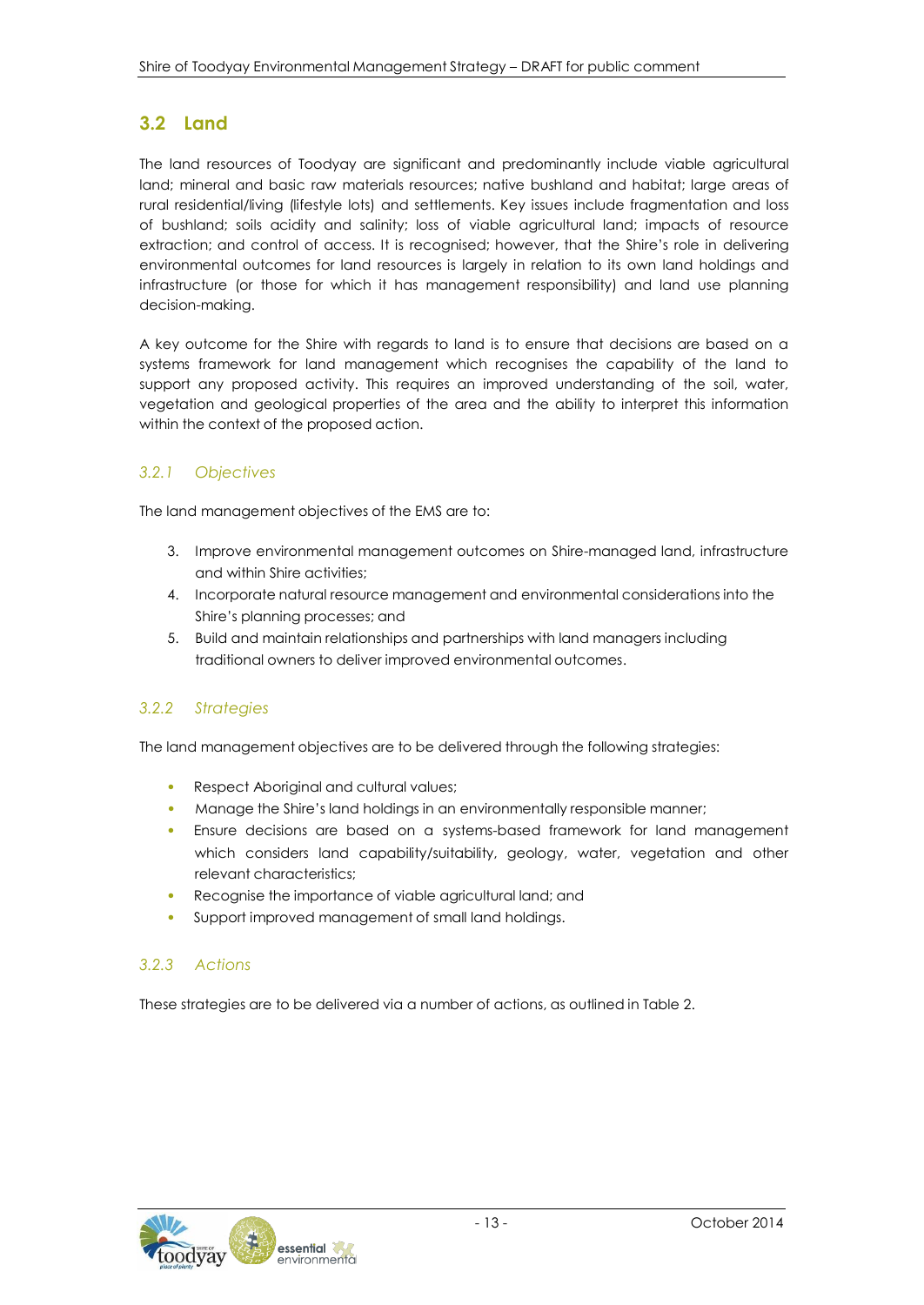## 3.2 Land

The land resources of Toodyay are significant and predominantly include viable agricultural land; mineral and basic raw materials resources; native bushland and habitat; large areas of rural residential/living (lifestyle lots) and settlements. Key issues include fragmentation and loss of bushland; soils acidity and salinity; loss of viable agricultural land; impacts of resource extraction; and control of access. It is recognised; however, that the Shire's role in delivering environmental outcomes for land resources is largely in relation to its own land holdings and infrastructure (or those for which it has management responsibility) and land use planning decision-making.

A key outcome for the Shire with regards to land is to ensure that decisions are based on a systems framework for land management which recognises the capability of the land to support any proposed activity. This requires an improved understanding of the soil, water, vegetation and geological properties of the area and the ability to interpret this information within the context of the proposed action.

### *3.2.1 Objectives*

The land management objectives of the EMS are to:

3. Improve environmental management outcomes on Shire-managed land, infrastructure and within Shire activities;
4. Incorporate natural resource management and environmental considerations into the Shire's planning processes; and
5. Build and maintain relationships and partnerships with land managers including traditional owners to deliver improved environmental outcomes.

### *3.2.2 Strategies*

The land management objectives are to be delivered through the following strategies:

- Respect Aboriginal and cultural values;
- Manage the Shire's land holdings in an environmentally responsible manner;
- Ensure decisions are based on a systems-based framework for land management which considers land capability/suitability, geology, water, vegetation and other relevant characteristics;
- Recognise the importance of viable agricultural land; and
- Support improved management of small land holdings.

### *3.2.3 Actions*

These strategies are to be delivered via a number of actions, as outlined in Table 2.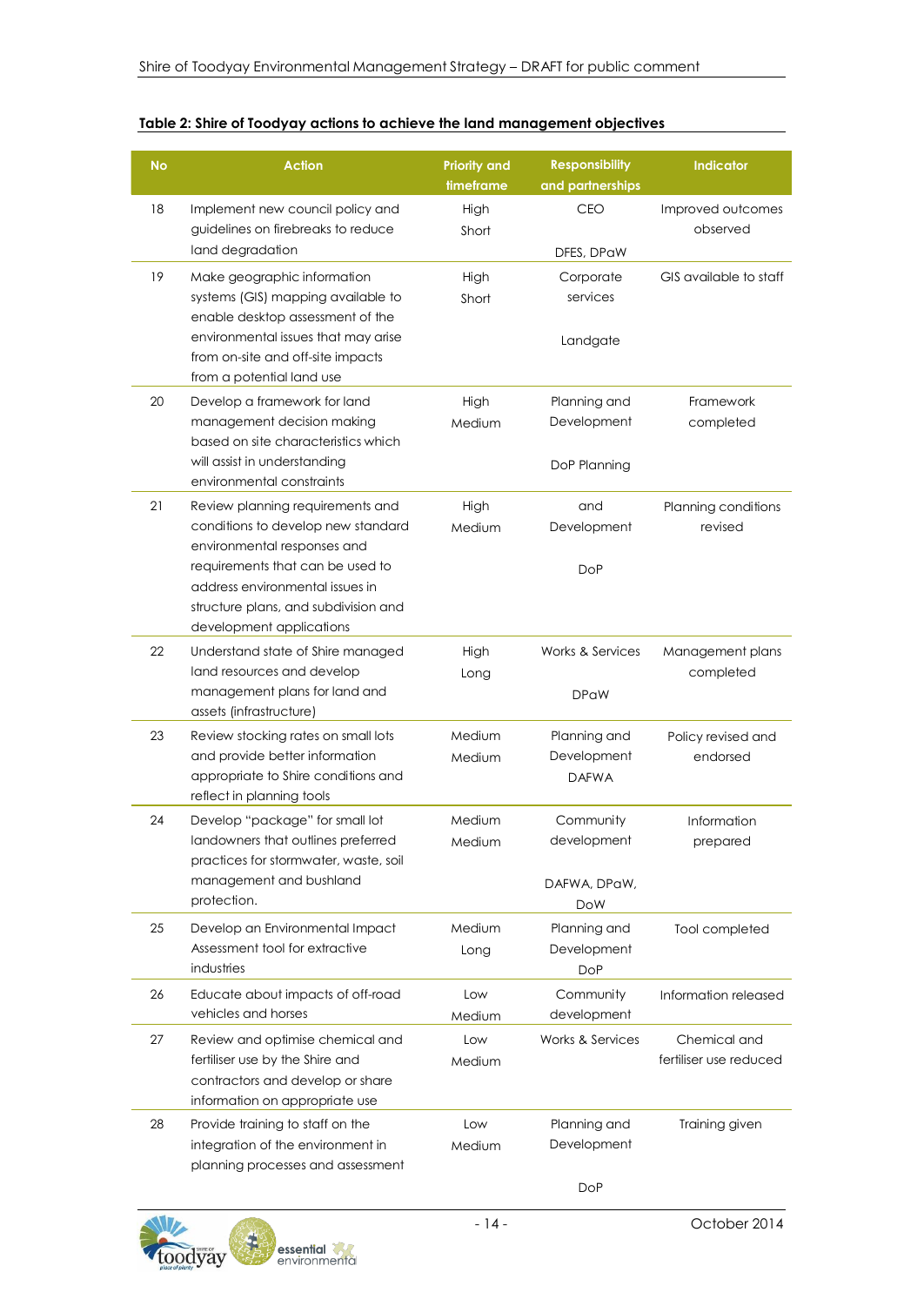**Table 2: Shire of Toodyay actions to achieve the land management objectives**

| No | Action | Priority and timeframe | Responsibility and partnerships | Indicator |
|---|---|---|---|---|
| 18 | Implement new council policy and guidelines on firebreaks to reduce land degradation | High Short | CEO DFES, DPaW | Improved outcomes observed |
| 19 | Make geographic information systems (GIS) mapping available to enable desktop assessment of the environmental issues that may arise from on-site and off-site impacts from a potential land use | High Short | Corporate services Landgate | GIS available to staff |
| 20 | Develop a framework for land management decision making based on site characteristics which will assist in understanding environmental constraints | High Medium | Planning and Development DoP Planning | Framework completed |
| 21 | Review planning requirements and conditions to develop new standard environmental responses and requirements that can be used to address environmental issues in structure plans, and subdivision and development applications | High Medium | and Development DoP | Planning conditions revised |
| 22 | Understand state of Shire managed land resources and develop management plans for land and assets (infrastructure) | High Long | Works & Services DPaW | Management plans completed |
| 23 | Review stocking rates on small lots and provide better information appropriate to Shire conditions and reflect in planning tools | Medium Medium | Planning and Development DAFWA | Policy revised and endorsed |
| 24 | Develop "package" for small lot landowners that outlines preferred practices for stormwater, waste, soil management and bushland protection. | Medium Medium | Community development DAFWA, DPaW, DoW | Information prepared |
| 25 | Develop an Environmental Impact Assessment tool for extractive industries | Medium Long | Planning and Development DoP | Tool completed |
| 26 | Educate about impacts of off-road vehicles and horses | Low Medium | Community development | Information released |
| 27 | Review and optimise chemical and fertiliser use by the Shire and contractors and develop or share information on appropriate use | Low Medium | Works & Services | Chemical and fertiliser use reduced |
| 28 | Provide training to staff on the integration of the environment in planning processes and assessment | Low Medium | Planning and Development DoP | Training given |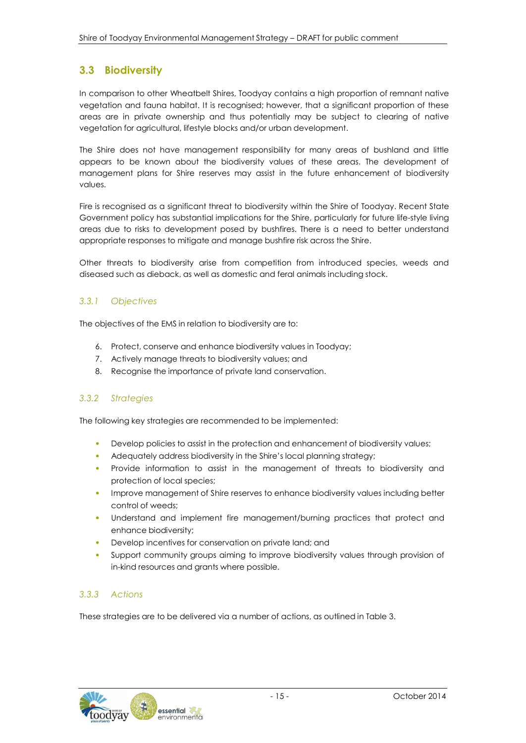## 3.3 Biodiversity

In comparison to other Wheatbelt Shires, Toodyay contains a high proportion of remnant native vegetation and fauna habitat. It is recognised; however, that a significant proportion of these areas are in private ownership and thus potentially may be subject to clearing of native vegetation for agricultural, lifestyle blocks and/or urban development.

The Shire does not have management responsibility for many areas of bushland and little appears to be known about the biodiversity values of these areas. The development of management plans for Shire reserves may assist in the future enhancement of biodiversity values.

Fire is recognised as a significant threat to biodiversity within the Shire of Toodyay. Recent State Government policy has substantial implications for the Shire, particularly for future life-style living areas due to risks to development posed by bushfires. There is a need to better understand appropriate responses to mitigate and manage bushfire risk across the Shire.

Other threats to biodiversity arise from competition from introduced species, weeds and diseased such as dieback, as well as domestic and feral animals including stock.

### *3.3.1 Objectives*

The objectives of the EMS in relation to biodiversity are to:

6. Protect, conserve and enhance biodiversity values in Toodyay;
7. Actively manage threats to biodiversity values; and
8. Recognise the importance of private land conservation.

### *3.3.2 Strategies*

The following key strategies are recommended to be implemented:

- Develop policies to assist in the protection and enhancement of biodiversity values;
- Adequately address biodiversity in the Shire's local planning strategy;
- Provide information to assist in the management of threats to biodiversity and protection of local species;
- Improve management of Shire reserves to enhance biodiversity values including better control of weeds;
- Understand and implement fire management/burning practices that protect and enhance biodiversity;
- Develop incentives for conservation on private land; and
- Support community groups aiming to improve biodiversity values through provision of in-kind resources and grants where possible.

### *3.3.3 Actions*

These strategies are to be delivered via a number of actions, as outlined in Table 3.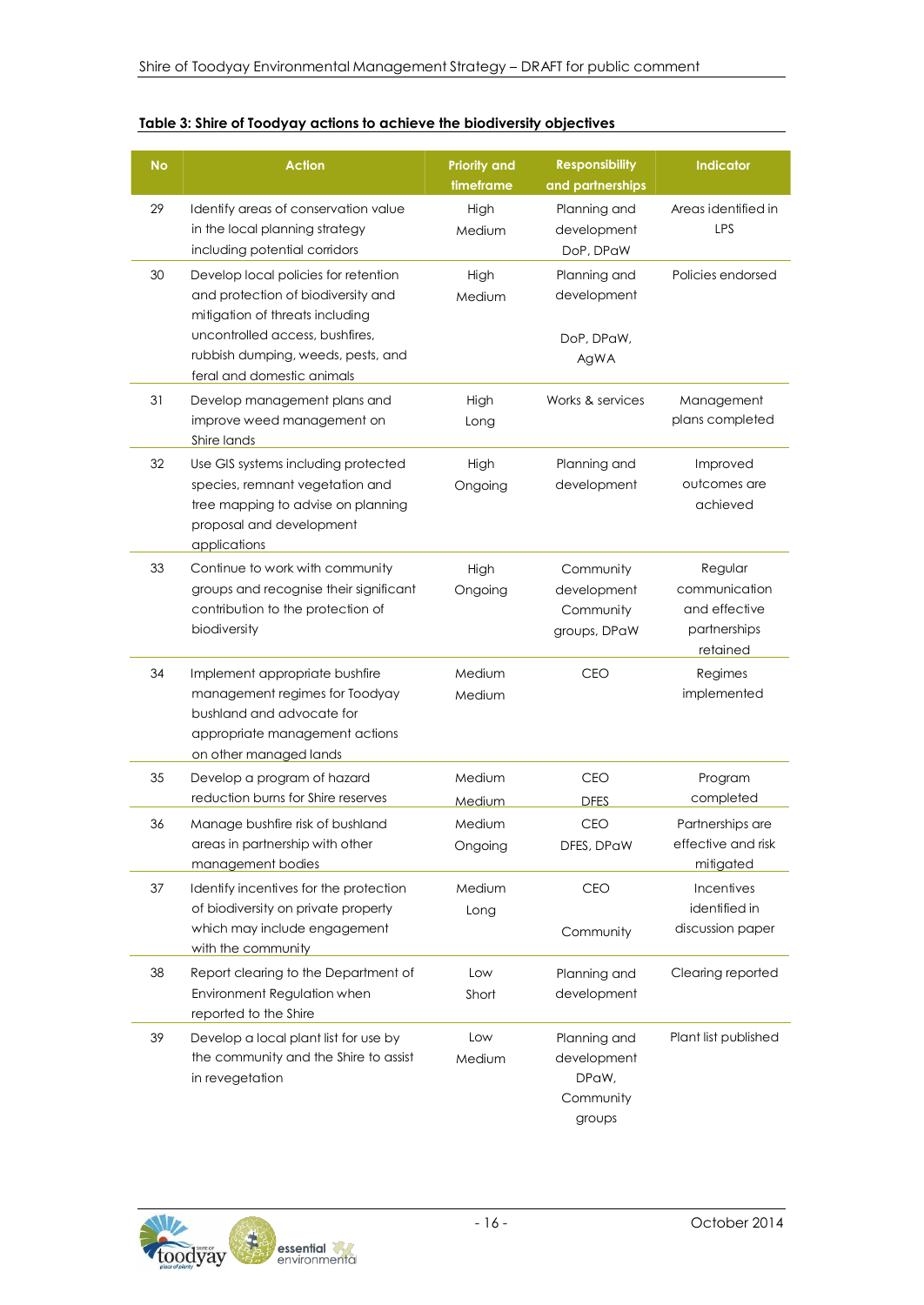**Table 3: Shire of Toodyay actions to achieve the biodiversity objectives**

| No | Action | Priority and timeframe | Responsibility and partnerships | Indicator |
|---|---|---|---|---|
| 29 | Identify areas of conservation value in the local planning strategy including potential corridors | High<br>Medium | Planning and development<br>DoP, DPaW | Areas identified in LPS |
| 30 | Develop local policies for retention and protection of biodiversity and mitigation of threats including uncontrolled access, bushfires, rubbish dumping, weeds, pests, and feral and domestic animals | High<br>Medium | Planning and development<br><br>DoP, DPaW, AgWA | Policies endorsed |
| 31 | Develop management plans and improve weed management on Shire lands | High<br>Long | Works & services | Management plans completed |
| 32 | Use GIS systems including protected species, remnant vegetation and tree mapping to advise on planning proposal and development applications | High<br>Ongoing | Planning and development | Improved outcomes are achieved |
| 33 | Continue to work with community groups and recognise their significant contribution to the protection of biodiversity | High<br>Ongoing | Community development<br>Community groups, DPaW | Regular communication and effective partnerships retained |
| 34 | Implement appropriate bushfire management regimes for Toodyay bushland and advocate for appropriate management actions on other managed lands | Medium<br>Medium | CEO | Regimes implemented |
| 35 | Develop a program of hazard reduction burns for Shire reserves | Medium<br>Medium | CEO<br>DFES | Program completed |
| 36 | Manage bushfire risk of bushland areas in partnership with other management bodies | Medium<br>Ongoing | CEO<br>DFES, DPaW | Partnerships are effective and risk mitigated |
| 37 | Identify incentives for the protection of biodiversity on private property which may include engagement with the community | Medium<br>Long | CEO<br><br>Community | Incentives identified in discussion paper |
| 38 | Report clearing to the Department of Environment Regulation when reported to the Shire | Low<br>Short | Planning and development | Clearing reported |
| 39 | Develop a local plant list for use by the community and the Shire to assist in revegetation | Low<br>Medium | Planning and development<br>DPaW, Community groups | Plant list published |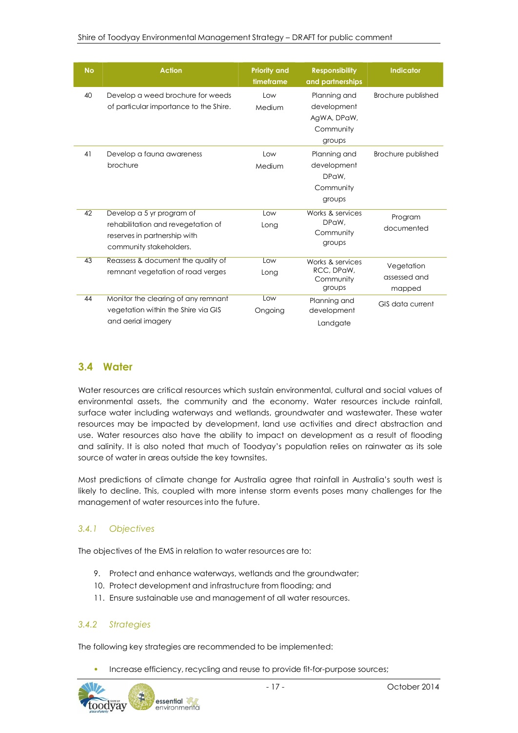| No | Action | Priority and timeframe | Responsibility and partnerships | Indicator |
|---|---|---|---|---|
| 40 | Develop a weed brochure for weeds of particular importance to the Shire. | Low Medium | Planning and development AgWA, DPaW, Community groups | Brochure published |
| 41 | Develop a fauna awareness brochure | Low Medium | Planning and development DPaW, Community groups | Brochure published |
| 42 | Develop a 5 yr program of rehabilitation and revegetation of reserves in partnership with community stakeholders. | Low Long | Works & services DPaW, Community groups | Program documented |
| 43 | Reassess & document the quality of remnant vegetation of road verges | Low Long | Works & services RCC, DPaW, Community groups | Vegetation assessed and mapped |
| 44 | Monitor the clearing of any remnant vegetation within the Shire via GIS and aerial imagery | Low Ongoing | Planning and development Landgate | GIS data current |

## 3.4 Water

Water resources are critical resources which sustain environmental, cultural and social values of environmental assets, the community and the economy. Water resources include rainfall, surface water including waterways and wetlands, groundwater and wastewater. These water resources may be impacted by development, land use activities and direct abstraction and use. Water resources also have the ability to impact on development as a result of flooding and salinity. It is also noted that much of Toodyay's population relies on rainwater as its sole source of water in areas outside the key townsites.

Most predictions of climate change for Australia agree that rainfall in Australia's south west is likely to decline. This, coupled with more intense storm events poses many challenges for the management of water resources into the future.

### *3.4.1 Objectives*

The objectives of the EMS in relation to water resources are to:

9. Protect and enhance waterways, wetlands and the groundwater;
10. Protect development and infrastructure from flooding; and
11. Ensure sustainable use and management of all water resources.

### *3.4.2 Strategies*

The following key strategies are recommended to be implemented:

- Increase efficiency, recycling and reuse to provide fit-for-purpose sources;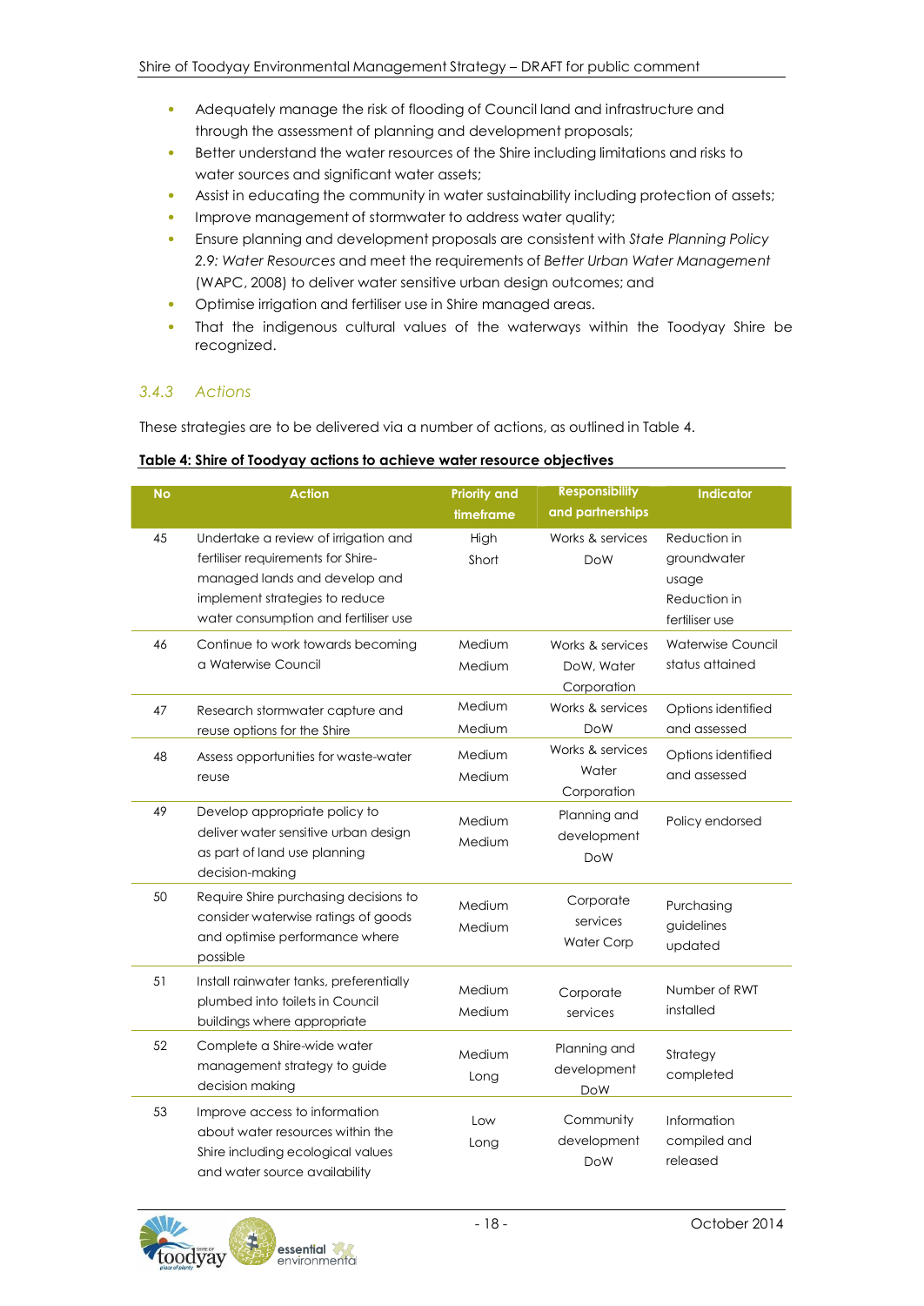- Adequately manage the risk of flooding of Council land and infrastructure and through the assessment of planning and development proposals;
- Better understand the water resources of the Shire including limitations and risks to water sources and significant water assets;
- Assist in educating the community in water sustainability including protection of assets;
- Improve management of stormwater to address water quality;
- Ensure planning and development proposals are consistent with *State Planning Policy 2.9: Water Resources* and meet the requirements of *Better Urban Water Management* (WAPC, 2008) to deliver water sensitive urban design outcomes; and
- Optimise irrigation and fertiliser use in Shire managed areas.
- That the indigenous cultural values of the waterways within the Toodyay Shire be recognized.

### *3.4.3 Actions*

These strategies are to be delivered via a number of actions, as outlined in Table 4.

**Table 4: Shire of Toodyay actions to achieve water resource objectives**

| No | Action | Priority and timeframe | Responsibility and partnerships | Indicator |
|---|---|---|---|---|
| 45 | Undertake a review of irrigation and fertiliser requirements for Shire-managed lands and develop and implement strategies to reduce water consumption and fertiliser use | High<br>Short | Works & services<br>DoW | Reduction in groundwater usage<br>Reduction in fertiliser use |
| 46 | Continue to work towards becoming a Waterwise Council | Medium<br>Medium | Works & services<br>DoW, Water Corporation | Waterwise Council status attained |
| 47 | Research stormwater capture and reuse options for the Shire | Medium<br>Medium | Works & services<br>DoW | Options identified and assessed |
| 48 | Assess opportunities for waste-water reuse | Medium<br>Medium | Works & services<br>Water Corporation | Options identified and assessed |
| 49 | Develop appropriate policy to deliver water sensitive urban design as part of land use planning decision-making | Medium<br>Medium | Planning and development<br>DoW | Policy endorsed |
| 50 | Require Shire purchasing decisions to consider waterwise ratings of goods and optimise performance where possible | Medium<br>Medium | Corporate services<br>Water Corp | Purchasing guidelines updated |
| 51 | Install rainwater tanks, preferentially plumbed into toilets in Council buildings where appropriate | Medium<br>Medium | Corporate services | Number of RWT installed |
| 52 | Complete a Shire-wide water management strategy to guide decision making | Medium<br>Long | Planning and development<br>DoW | Strategy completed |
| 53 | Improve access to information about water resources within the Shire including ecological values and water source availability | Low<br>Long | Community development<br>DoW | Information compiled and released |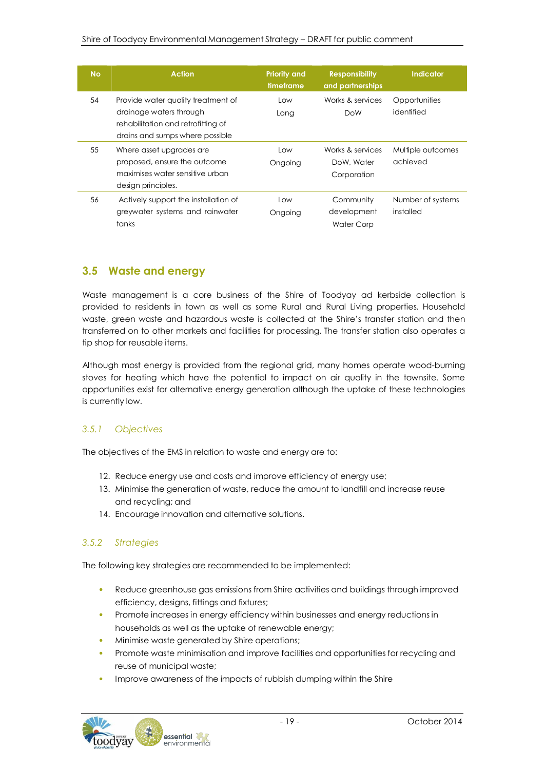| No | Action | Priority and timeframe | Responsibility and partnerships | Indicator |
|---|---|---|---|---|
| 54 | Provide water quality treatment of drainage waters through rehabilitation and retrofitting of drains and sumps where possible | Low Long | Works & services DoW | Opportunities identified |
| 55 | Where asset upgrades are proposed, ensure the outcome maximises water sensitive urban design principles. | Low Ongoing | Works & services DoW, Water Corporation | Multiple outcomes achieved |
| 56 | Actively support the installation of greywater systems and rainwater tanks | Low Ongoing | Community development Water Corp | Number of systems installed |

## 3.5 Waste and energy

Waste management is a core business of the Shire of Toodyay ad kerbside collection is provided to residents in town as well as some Rural and Rural Living properties. Household waste, green waste and hazardous waste is collected at the Shire's transfer station and then transferred on to other markets and facilities for processing. The transfer station also operates a tip shop for reusable items.

Although most energy is provided from the regional grid, many homes operate wood-burning stoves for heating which have the potential to impact on air quality in the townsite. Some opportunities exist for alternative energy generation although the uptake of these technologies is currently low.

### *3.5.1 Objectives*

The objectives of the EMS in relation to waste and energy are to:

12. Reduce energy use and costs and improve efficiency of energy use;
13. Minimise the generation of waste, reduce the amount to landfill and increase reuse and recycling; and
14. Encourage innovation and alternative solutions.

### *3.5.2 Strategies*

The following key strategies are recommended to be implemented:

- Reduce greenhouse gas emissions from Shire activities and buildings through improved efficiency, designs, fittings and fixtures;
- Promote increases in energy efficiency within businesses and energy reductions in households as well as the uptake of renewable energy;
- Minimise waste generated by Shire operations;
- Promote waste minimisation and improve facilities and opportunities for recycling and reuse of municipal waste;
- Improve awareness of the impacts of rubbish dumping within the Shire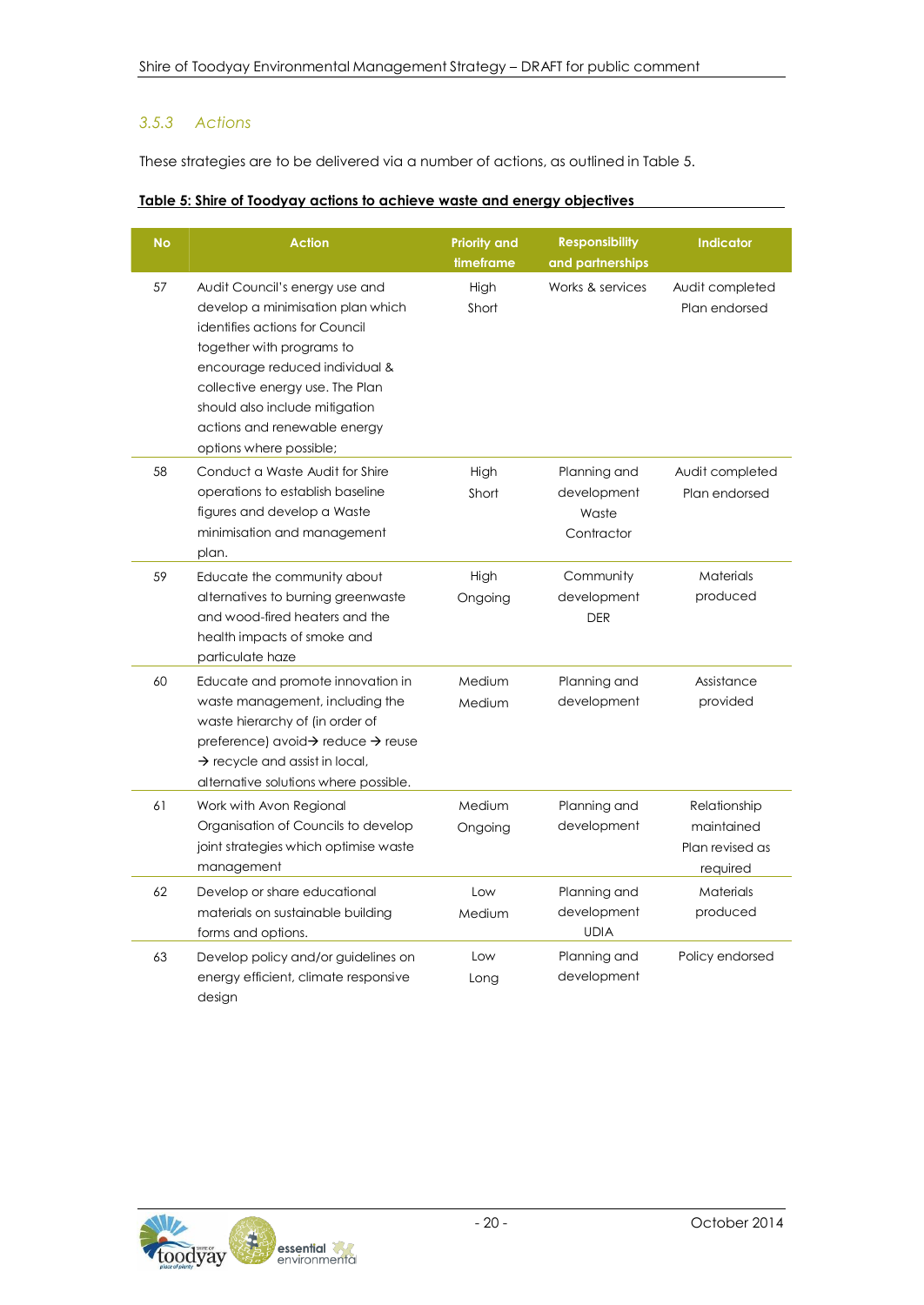### 3.5.3 Actions

These strategies are to be delivered via a number of actions, as outlined in Table 5.

**Table 5: Shire of Toodyay actions to achieve waste and energy objectives**

| No | Action | Priority and timeframe | Responsibility and partnerships | Indicator |
|---|---|---|---|---|
| 57 | Audit Council's energy use and develop a minimisation plan which identifies actions for Council together with programs to encourage reduced individual & collective energy use. The Plan should also include mitigation actions and renewable energy options where possible; | High<br>Short | Works & services | Audit completed<br>Plan endorsed |
| 58 | Conduct a Waste Audit for Shire operations to establish baseline figures and develop a Waste minimisation and management plan. | High<br>Short | Planning and development<br>Waste Contractor | Audit completed<br>Plan endorsed |
| 59 | Educate the community about alternatives to burning greenwaste and wood-fired heaters and the health impacts of smoke and particulate haze | High<br>Ongoing | Community development<br>DER | Materials produced |
| 60 | Educate and promote innovation in waste management, including the waste hierarchy of (in order of preference) avoid→ reduce → reuse → recycle and assist in local, alternative solutions where possible. | Medium<br>Medium | Planning and development | Assistance provided |
| 61 | Work with Avon Regional Organisation of Councils to develop joint strategies which optimise waste management | Medium<br>Ongoing | Planning and development | Relationship maintained<br>Plan revised as required |
| 62 | Develop or share educational materials on sustainable building forms and options. | Low<br>Medium | Planning and development<br>UDIA | Materials produced |
| 63 | Develop policy and/or guidelines on energy efficient, climate responsive design | Low<br>Long | Planning and development | Policy endorsed |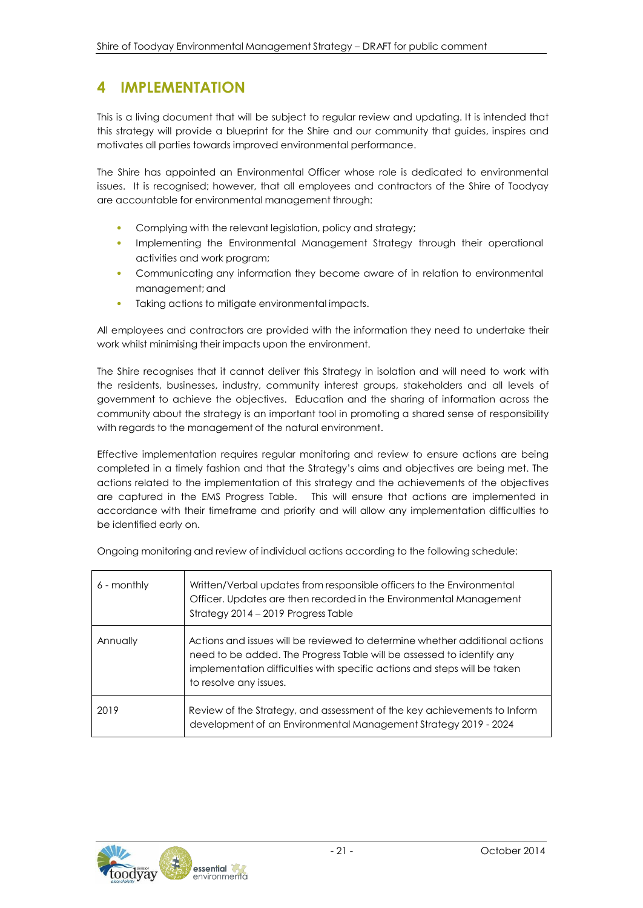# 4 IMPLEMENTATION

This is a living document that will be subject to regular review and updating. It is intended that this strategy will provide a blueprint for the Shire and our community that guides, inspires and motivates all parties towards improved environmental performance.

The Shire has appointed an Environmental Officer whose role is dedicated to environmental issues. It is recognised; however, that all employees and contractors of the Shire of Toodyay are accountable for environmental management through:

- Complying with the relevant legislation, policy and strategy;
- Implementing the Environmental Management Strategy through their operational activities and work program;
- Communicating any information they become aware of in relation to environmental management; and
- Taking actions to mitigate environmental impacts.

All employees and contractors are provided with the information they need to undertake their work whilst minimising their impacts upon the environment.

The Shire recognises that it cannot deliver this Strategy in isolation and will need to work with the residents, businesses, industry, community interest groups, stakeholders and all levels of government to achieve the objectives. Education and the sharing of information across the community about the strategy is an important tool in promoting a shared sense of responsibility with regards to the management of the natural environment.

Effective implementation requires regular monitoring and review to ensure actions are being completed in a timely fashion and that the Strategy's aims and objectives are being met. The actions related to the implementation of this strategy and the achievements of the objectives are captured in the EMS Progress Table. This will ensure that actions are implemented in accordance with their timeframe and priority and will allow any implementation difficulties to be identified early on.

Ongoing monitoring and review of individual actions according to the following schedule:

| | |
|---|---|
| 6 - monthly | Written/Verbal updates from responsible officers to the Environmental Officer. Updates are then recorded in the Environmental Management Strategy 2014 – 2019 Progress Table |
| Annually | Actions and issues will be reviewed to determine whether additional actions need to be added. The Progress Table will be assessed to identify any implementation difficulties with specific actions and steps will be taken to resolve any issues. |
| 2019 | Review of the Strategy, and assessment of the key achievements to Inform development of an Environmental Management Strategy 2019 - 2024 |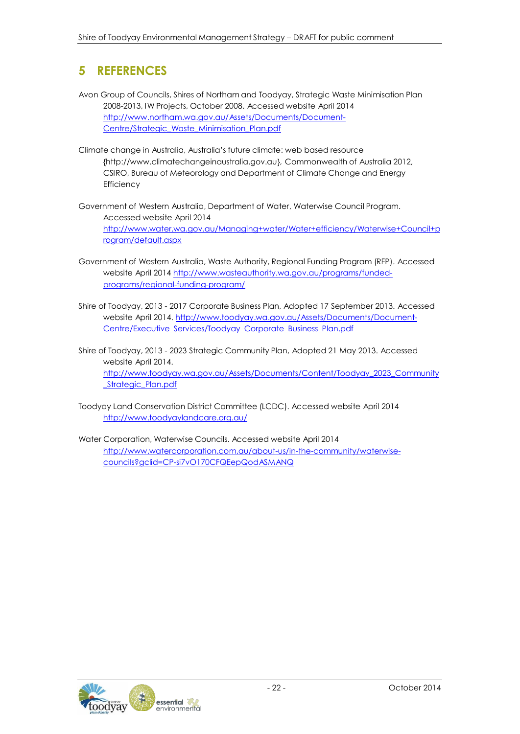# 5 REFERENCES

Avon Group of Councils, Shires of Northam and Toodyay, Strategic Waste Minimisation Plan 2008-2013, IW Projects, October 2008. Accessed website April 2014 http://www.northam.wa.gov.au/Assets/Documents/Document-Centre/Strategic_Waste_Minimisation_Plan.pdf

Climate change in Australia, Australia's future climate: web based resource {http://www.climatechangeinaustralia.gov.au}, Commonwealth of Australia 2012, CSIRO, Bureau of Meteorology and Department of Climate Change and Energy Efficiency

Government of Western Australia, Department of Water, Waterwise Council Program. Accessed website April 2014 http://www.water.wa.gov.au/Managing+water/Water+efficiency/Waterwise+Council+program/default.aspx

Government of Western Australia, Waste Authority, Regional Funding Program (RFP). Accessed website April 2014 http://www.wasteauthority.wa.gov.au/programs/funded-programs/regional-funding-program/

Shire of Toodyay, 2013 - 2017 Corporate Business Plan, Adopted 17 September 2013. Accessed website April 2014. http://www.toodyay.wa.gov.au/Assets/Documents/Document-Centre/Executive_Services/Toodyay_Corporate_Business_Plan.pdf

Shire of Toodyay, 2013 - 2023 Strategic Community Plan, Adopted 21 May 2013. Accessed website April 2014. http://www.toodyay.wa.gov.au/Assets/Documents/Content/Toodyay_2023_Community_Strategic_Plan.pdf

Toodyay Land Conservation District Committee (LCDC). Accessed website April 2014 http://www.toodyaylandcare.org.au/

Water Corporation, Waterwise Councils. Accessed website April 2014 http://www.watercorporation.com.au/about-us/in-the-community/waterwise-councils?gclid=CP-si7vO170CFQEepQodASMANQ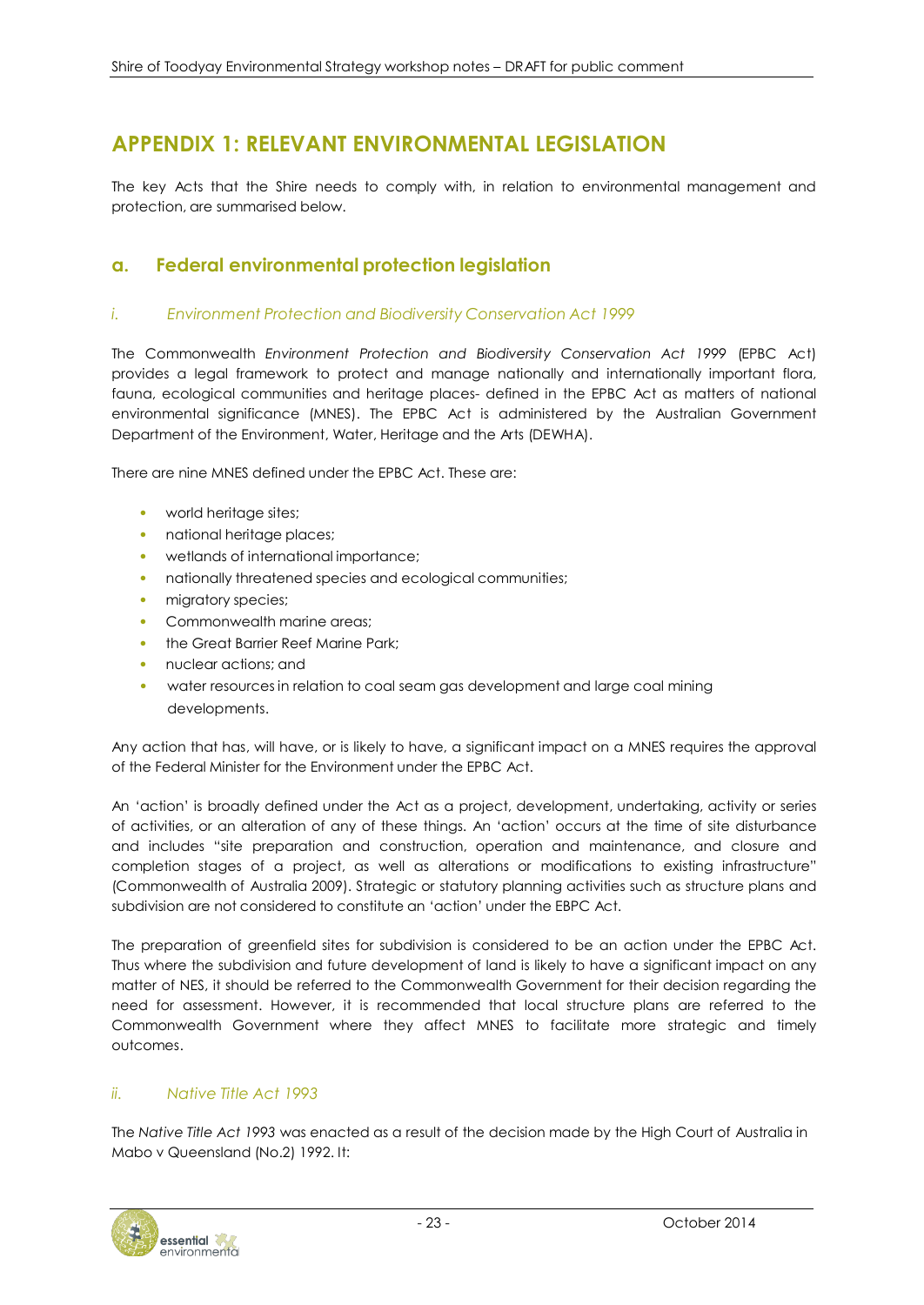# APPENDIX 1: RELEVANT ENVIRONMENTAL LEGISLATION

The key Acts that the Shire needs to comply with, in relation to environmental management and protection, are summarised below.

## a. Federal environmental protection legislation

### *i. Environment Protection and Biodiversity Conservation Act 1999*

The Commonwealth *Environment Protection and Biodiversity Conservation Act 1999* (EPBC Act) provides a legal framework to protect and manage nationally and internationally important flora, fauna, ecological communities and heritage places- defined in the EPBC Act as matters of national environmental significance (MNES). The EPBC Act is administered by the Australian Government Department of the Environment, Water, Heritage and the Arts (DEWHA).

There are nine MNES defined under the EPBC Act. These are:

- world heritage sites;
- national heritage places;
- wetlands of international importance;
- nationally threatened species and ecological communities;
- migratory species;
- Commonwealth marine areas;
- the Great Barrier Reef Marine Park;
- nuclear actions; and
- water resources in relation to coal seam gas development and large coal mining developments.

Any action that has, will have, or is likely to have, a significant impact on a MNES requires the approval of the Federal Minister for the Environment under the EPBC Act.

An 'action' is broadly defined under the Act as a project, development, undertaking, activity or series of activities, or an alteration of any of these things. An 'action' occurs at the time of site disturbance and includes "site preparation and construction, operation and maintenance, and closure and completion stages of a project, as well as alterations or modifications to existing infrastructure" (Commonwealth of Australia 2009). Strategic or statutory planning activities such as structure plans and subdivision are not considered to constitute an 'action' under the EBPC Act.

The preparation of greenfield sites for subdivision is considered to be an action under the EPBC Act. Thus where the subdivision and future development of land is likely to have a significant impact on any matter of NES, it should be referred to the Commonwealth Government for their decision regarding the need for assessment. However, it is recommended that local structure plans are referred to the Commonwealth Government where they affect MNES to facilitate more strategic and timely outcomes.

### *ii. Native Title Act 1993*

The *Native Title Act 1993* was enacted as a result of the decision made by the High Court of Australia in Mabo v Queensland (No.2) 1992. It: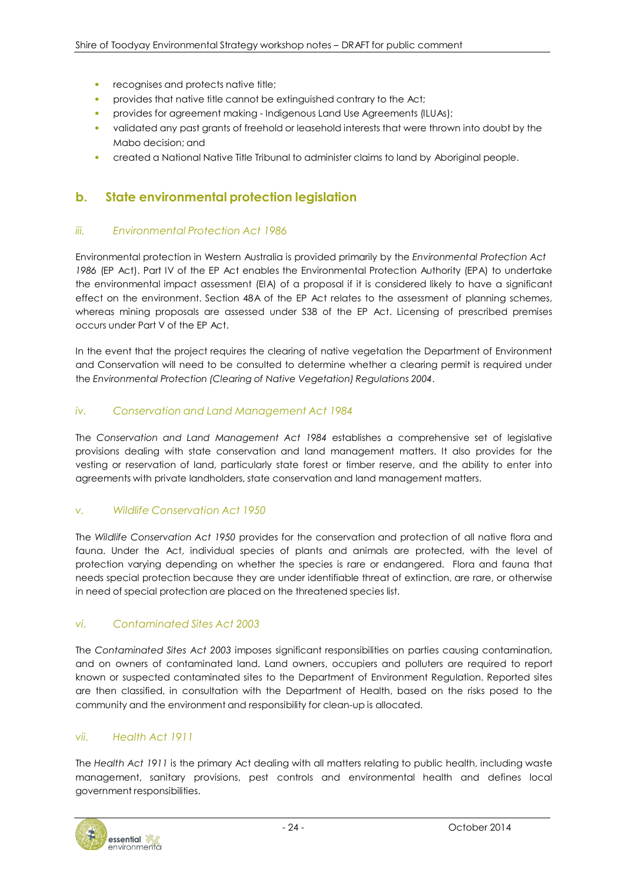- recognises and protects native title;
- provides that native title cannot be extinguished contrary to the Act;
- provides for agreement making - Indigenous Land Use Agreements (ILUAs);
- validated any past grants of freehold or leasehold interests that were thrown into doubt by the Mabo decision; and
- created a National Native Title Tribunal to administer claims to land by Aboriginal people.

## b. State environmental protection legislation

### *iii. Environmental Protection Act 1986*

Environmental protection in Western Australia is provided primarily by the *Environmental Protection Act 1986* (EP Act). Part IV of the EP Act enables the Environmental Protection Authority (EPA) to undertake the environmental impact assessment (EIA) of a proposal if it is considered likely to have a significant effect on the environment. Section 48A of the EP Act relates to the assessment of planning schemes, whereas mining proposals are assessed under S38 of the EP Act. Licensing of prescribed premises occurs under Part V of the EP Act.

In the event that the project requires the clearing of native vegetation the Department of Environment and Conservation will need to be consulted to determine whether a clearing permit is required under the *Environmental Protection (Clearing of Native Vegetation) Regulations 2004*.

### *iv. Conservation and Land Management Act 1984*

The *Conservation and Land Management Act 1984* establishes a comprehensive set of legislative provisions dealing with state conservation and land management matters. It also provides for the vesting or reservation of land, particularly state forest or timber reserve, and the ability to enter into agreements with private landholders, state conservation and land management matters.

### *v. Wildlife Conservation Act 1950*

The *Wildlife Conservation Act 1950* provides for the conservation and protection of all native flora and fauna. Under the Act, individual species of plants and animals are protected, with the level of protection varying depending on whether the species is rare or endangered. Flora and fauna that needs special protection because they are under identifiable threat of extinction, are rare, or otherwise in need of special protection are placed on the threatened species list.

### *vi. Contaminated Sites Act 2003*

The *Contaminated Sites Act 2003* imposes significant responsibilities on parties causing contamination, and on owners of contaminated land. Land owners, occupiers and polluters are required to report known or suspected contaminated sites to the Department of Environment Regulation. Reported sites are then classified, in consultation with the Department of Health, based on the risks posed to the community and the environment and responsibility for clean-up is allocated.

### *vii. Health Act 1911*

The *Health Act 1911* is the primary Act dealing with all matters relating to public health, including waste management, sanitary provisions, pest controls and environmental health and defines local government responsibilities.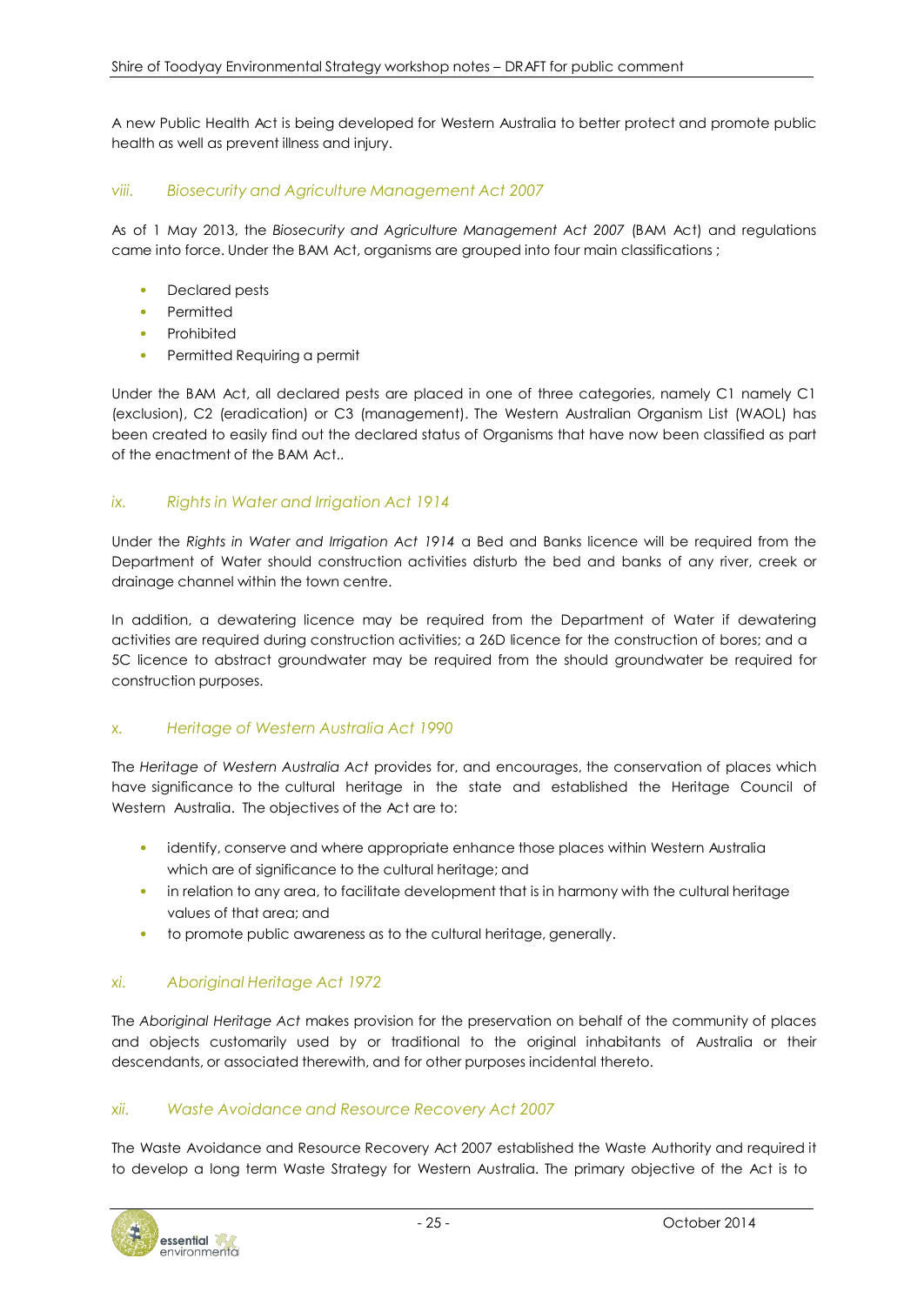A new Public Health Act is being developed for Western Australia to better protect and promote public health as well as prevent illness and injury.

### *viii. Biosecurity and Agriculture Management Act 2007*

As of 1 May 2013, the *Biosecurity and Agriculture Management Act 2007* (BAM Act) and regulations came into force. Under the BAM Act, organisms are grouped into four main classifications ;

- Declared pests
- Permitted
- Prohibited
- Permitted Requiring a permit

Under the BAM Act, all declared pests are placed in one of three categories, namely C1 namely C1 (exclusion), C2 (eradication) or C3 (management). The Western Australian Organism List (WAOL) has been created to easily find out the declared status of Organisms that have now been classified as part of the enactment of the BAM Act..

### *ix. Rights in Water and Irrigation Act 1914*

Under the *Rights in Water and Irrigation Act 1914* a Bed and Banks licence will be required from the Department of Water should construction activities disturb the bed and banks of any river, creek or drainage channel within the town centre.

In addition, a dewatering licence may be required from the Department of Water if dewatering activities are required during construction activities; a 26D licence for the construction of bores; and a 5C licence to abstract groundwater may be required from the should groundwater be required for construction purposes.

### *x. Heritage of Western Australia Act 1990*

The *Heritage of Western Australia Act* provides for, and encourages, the conservation of places which have significance to the cultural heritage in the state and established the Heritage Council of Western Australia. The objectives of the Act are to:

- identify, conserve and where appropriate enhance those places within Western Australia which are of significance to the cultural heritage; and
- in relation to any area, to facilitate development that is in harmony with the cultural heritage values of that area; and
- to promote public awareness as to the cultural heritage, generally.

### *xi. Aboriginal Heritage Act 1972*

The *Aboriginal Heritage Act* makes provision for the preservation on behalf of the community of places and objects customarily used by or traditional to the original inhabitants of Australia or their descendants, or associated therewith, and for other purposes incidental thereto.

### *xii. Waste Avoidance and Resource Recovery Act 2007*

The Waste Avoidance and Resource Recovery Act 2007 established the Waste Authority and required it to develop a long term Waste Strategy for Western Australia. The primary objective of the Act is to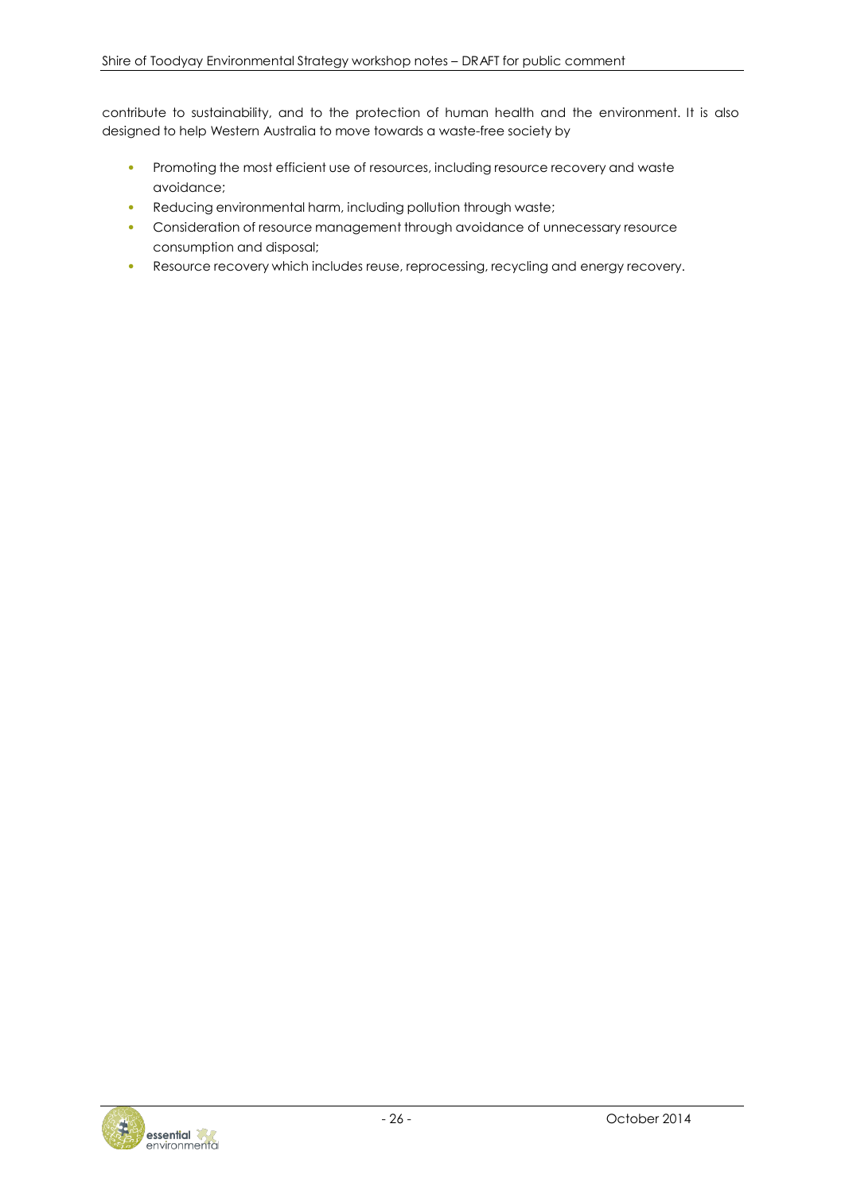contribute to sustainability, and to the protection of human health and the environment. It is also designed to help Western Australia to move towards a waste-free society by

- Promoting the most efficient use of resources, including resource recovery and waste avoidance;
- Reducing environmental harm, including pollution through waste;
- Consideration of resource management through avoidance of unnecessary resource consumption and disposal;
- Resource recovery which includes reuse, reprocessing, recycling and energy recovery.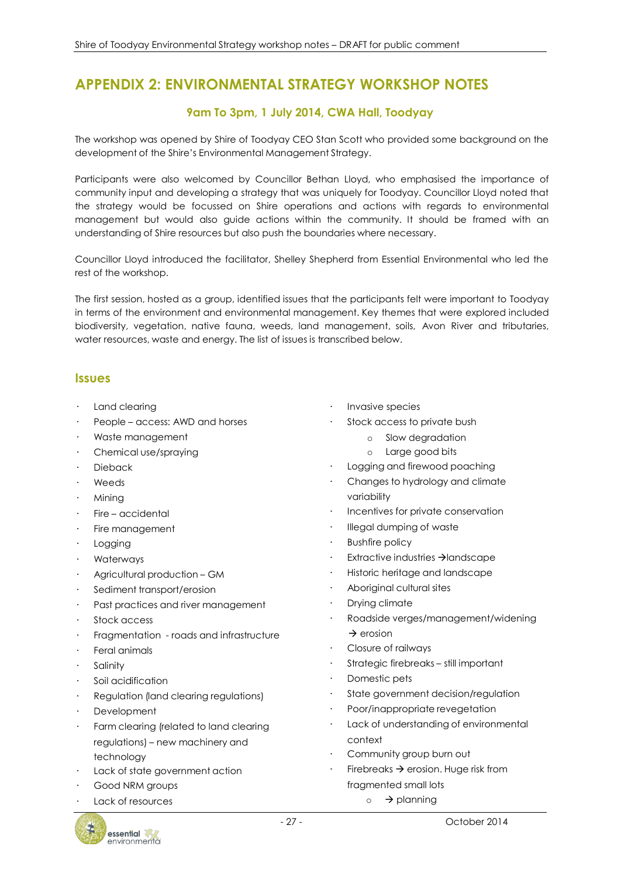# APPENDIX 2: ENVIRONMENTAL STRATEGY WORKSHOP NOTES

### 9am To 3pm, 1 July 2014, CWA Hall, Toodyay

The workshop was opened by Shire of Toodyay CEO Stan Scott who provided some background on the development of the Shire's Environmental Management Strategy.

Participants were also welcomed by Councillor Bethan Lloyd, who emphasised the importance of community input and developing a strategy that was uniquely for Toodyay. Councillor Lloyd noted that the strategy would be focussed on Shire operations and actions with regards to environmental management but would also guide actions within the community. It should be framed with an understanding of Shire resources but also push the boundaries where necessary.

Councillor Lloyd introduced the facilitator, Shelley Shepherd from Essential Environmental who led the rest of the workshop.

The first session, hosted as a group, identified issues that the participants felt were important to Toodyay in terms of the environment and environmental management. Key themes that were explored included biodiversity, vegetation, native fauna, weeds, land management, soils, Avon River and tributaries, water resources, waste and energy. The list of issues is transcribed below.

## Issues

- Land clearing
- People – access: AWD and horses
- Waste management
- Chemical use/spraying
- Dieback
- Weeds
- Mining
- Fire – accidental
- Fire management
- Logging
- Waterways
- Agricultural production – GM
- Sediment transport/erosion
- Past practices and river management
- Stock access
- Fragmentation - roads and infrastructure
- Feral animals
- Salinity
- Soil acidification
- Regulation (land clearing regulations)
- Development
- Farm clearing (related to land clearing regulations) – new machinery and technology
- Lack of state government action
- Good NRM groups
- Lack of resources
- Invasive species
- Stock access to private bush
    - Slow degradation
    - Large good bits
- Logging and firewood poaching
- Changes to hydrology and climate variability
- Incentives for private conservation
- Illegal dumping of waste
- Bushfire policy
- Extractive industries → landscape
- Historic heritage and landscape
- Aboriginal cultural sites
- Drying climate
- Roadside verges/management/widening → erosion
- Closure of railways
- Strategic firebreaks – still important
- Domestic pets
- State government decision/regulation
- Poor/inappropriate revegetation
- Lack of understanding of environmental context
- Community group burn out
- Firebreaks → erosion. Huge risk from fragmented small lots
    - → planning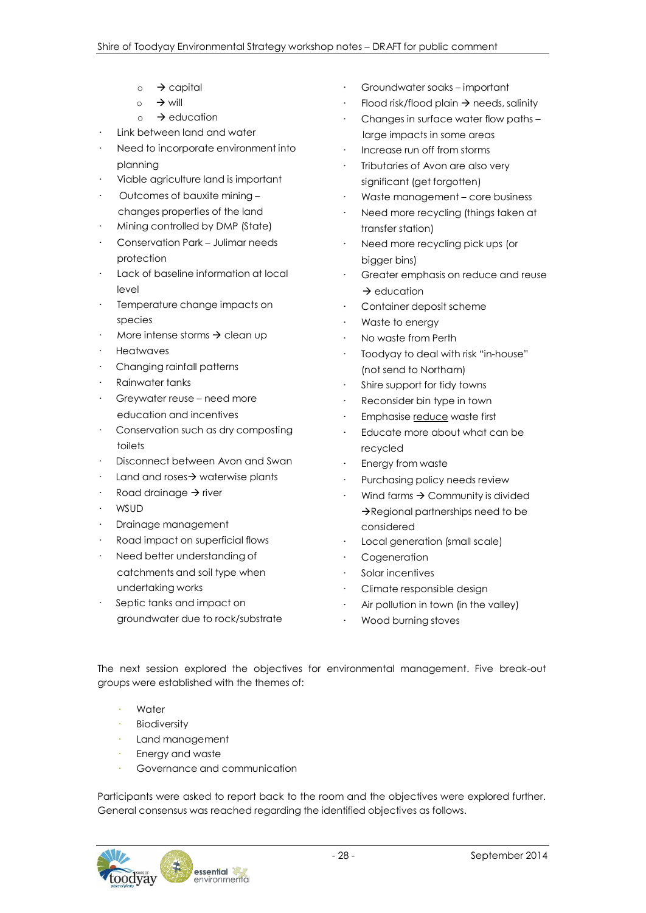- → capital
  - → will
  - → education
- Link between land and water
- Need to incorporate environment into planning
- Viable agriculture land is important
- Outcomes of bauxite mining – changes properties of the land
- Mining controlled by DMP (State)
- Conservation Park – Julimar needs protection
- Lack of baseline information at local level
- Temperature change impacts on species
- More intense storms → clean up
- Heatwaves
- Changing rainfall patterns
- Rainwater tanks
- Greywater reuse – need more education and incentives
- Conservation such as dry composting toilets
- Disconnect between Avon and Swan
- Land and roses→ waterwise plants
- Road drainage → river
- WSUD
- Drainage management
- Road impact on superficial flows
- Need better understanding of catchments and soil type when undertaking works
- Septic tanks and impact on groundwater due to rock/substrate
- Groundwater soaks – important
- Flood risk/flood plain → needs, salinity
- Changes in surface water flow paths – large impacts in some areas
- Increase run off from storms
- Tributaries of Avon are also very significant (get forgotten)
- Waste management – core business
- Need more recycling (things taken at transfer station)
- Need more recycling pick ups (or bigger bins)
- Greater emphasis on reduce and reuse → education
- Container deposit scheme
- Waste to energy
- No waste from Perth
- Toodyay to deal with risk "in-house" (not send to Northam)
- Shire support for tidy towns
- Reconsider bin type in town
- Emphasise <u>reduce</u> waste first
- Educate more about what can be recycled
- Energy from waste
- Purchasing policy needs review
- Wind farms → Community is divided →Regional partnerships need to be considered
- Local generation (small scale)
- Cogeneration
- Solar incentives
- Climate responsible design
- Air pollution in town (in the valley)
- Wood burning stoves

The next session explored the objectives for environmental management. Five break-out groups were established with the themes of:

- Water
- Biodiversity
- Land management
- Energy and waste
- Governance and communication

Participants were asked to report back to the room and the objectives were explored further. General consensus was reached regarding the identified objectives as follows.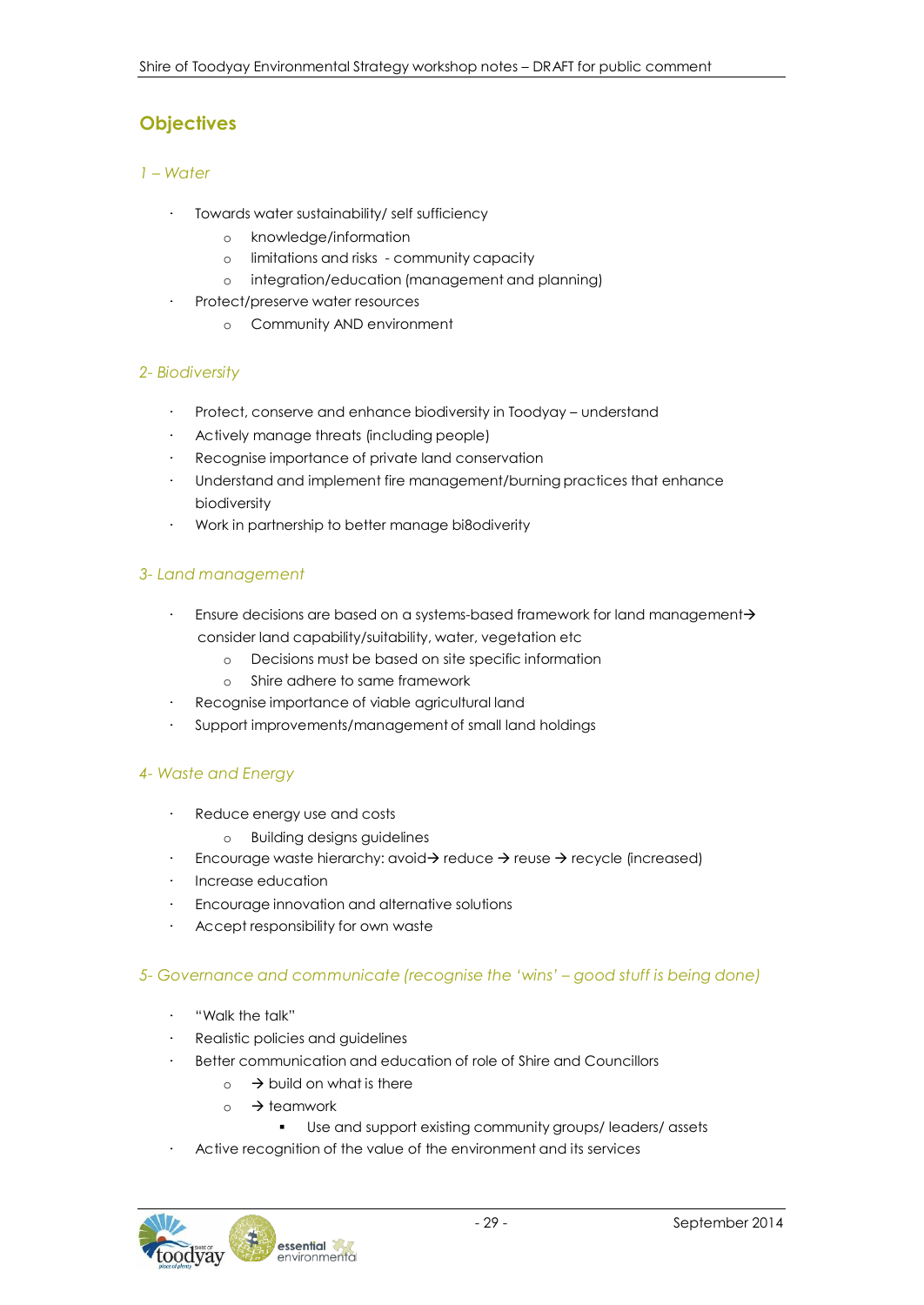## Objectives

### *1 – Water*

- Towards water sustainability/ self sufficiency
  - knowledge/information
  - limitations and risks - community capacity
  - integration/education (management and planning)
- Protect/preserve water resources
  - Community AND environment

### *2- Biodiversity*

- Protect, conserve and enhance biodiversity in Toodyay – understand
- Actively manage threats (including people)
- Recognise importance of private land conservation
- Understand and implement fire management/burning practices that enhance biodiversity
- Work in partnership to better manage bi8odiverity

### *3- Land management*

- Ensure decisions are based on a systems-based framework for land management→ consider land capability/suitability, water, vegetation etc
  - Decisions must be based on site specific information
  - Shire adhere to same framework
- Recognise importance of viable agricultural land
- Support improvements/management of small land holdings

### *4- Waste and Energy*

- Reduce energy use and costs
  - Building designs guidelines
- Encourage waste hierarchy: avoid→ reduce → reuse → recycle (increased)
- Increase education
- Encourage innovation and alternative solutions
- Accept responsibility for own waste

### *5- Governance and communicate (recognise the 'wins' – good stuff is being done)*

- "Walk the talk"
- Realistic policies and guidelines
- Better communication and education of role of Shire and Councillors
  - → build on what is there
  - → teamwork
    - Use and support existing community groups/ leaders/ assets
- Active recognition of the value of the environment and its services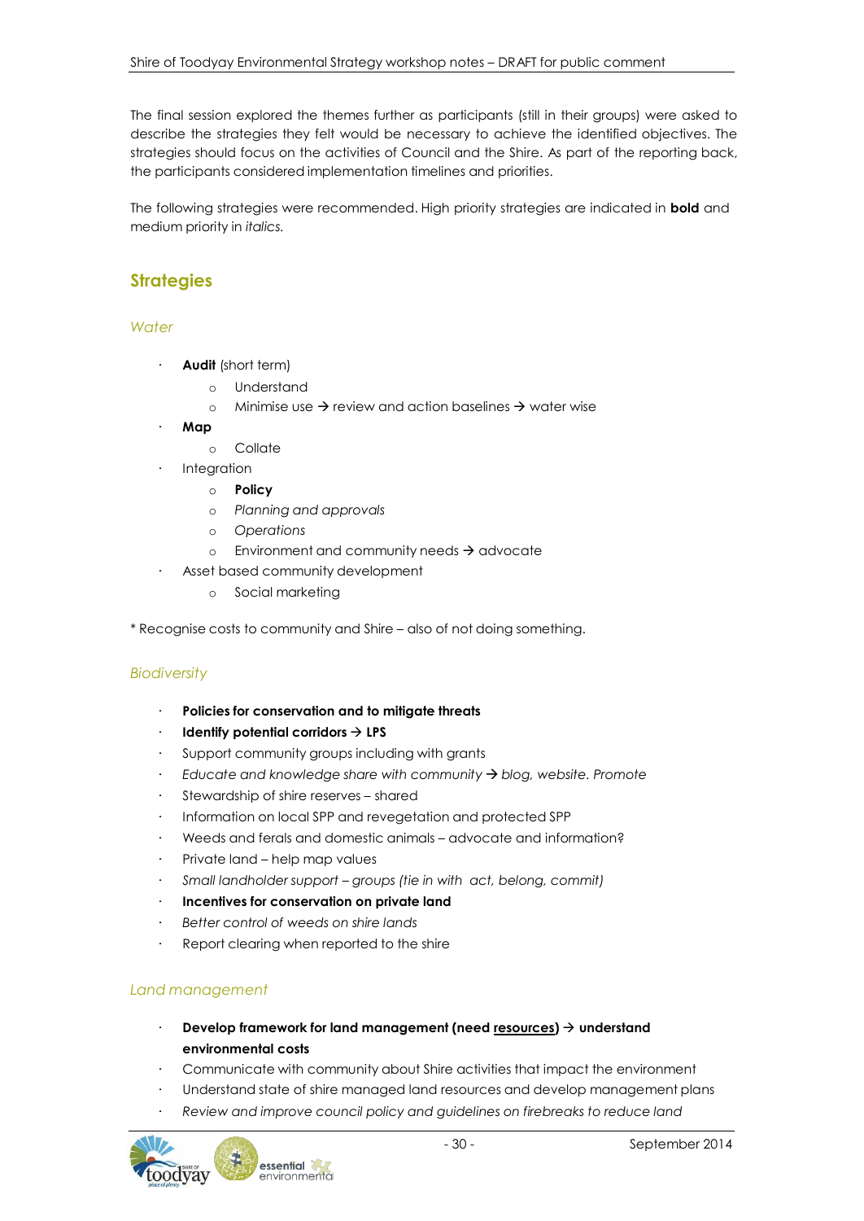The final session explored the themes further as participants (still in their groups) were asked to describe the strategies they felt would be necessary to achieve the identified objectives. The strategies should focus on the activities of Council and the Shire. As part of the reporting back, the participants considered implementation timelines and priorities.

The following strategies were recommended. High priority strategies are indicated in **bold** and medium priority in *italics.*

## Strategies

### *Water*

- **Audit** (short term)
  - Understand
  - Minimise use → review and action baselines → water wise
- **Map**
  - Collate
- Integration
  - **Policy**
  - *Planning and approvals*
  - *Operations*
  - Environment and community needs → advocate
- Asset based community development
  - Social marketing

\* Recognise costs to community and Shire – also of not doing something.

### *Biodiversity*

- **Policies for conservation and to mitigate threats**
- **Identify potential corridors → LPS**
- Support community groups including with grants
- *Educate and knowledge share with community → blog, website. Promote*
- Stewardship of shire reserves – shared
- Information on local SPP and revegetation and protected SPP
- Weeds and ferals and domestic animals – advocate and information?
- Private land – help map values
- *Small landholder support – groups (tie in with act, belong, commit)*
- **Incentives for conservation on private land**
- *Better control of weeds on shire lands*
- Report clearing when reported to the shire

### *Land management*

- **Develop framework for land management (need <u>resources</u>) → understand environmental costs**
- Communicate with community about Shire activities that impact the environment
- Understand state of shire managed land resources and develop management plans
- *Review and improve council policy and guidelines on firebreaks to reduce land*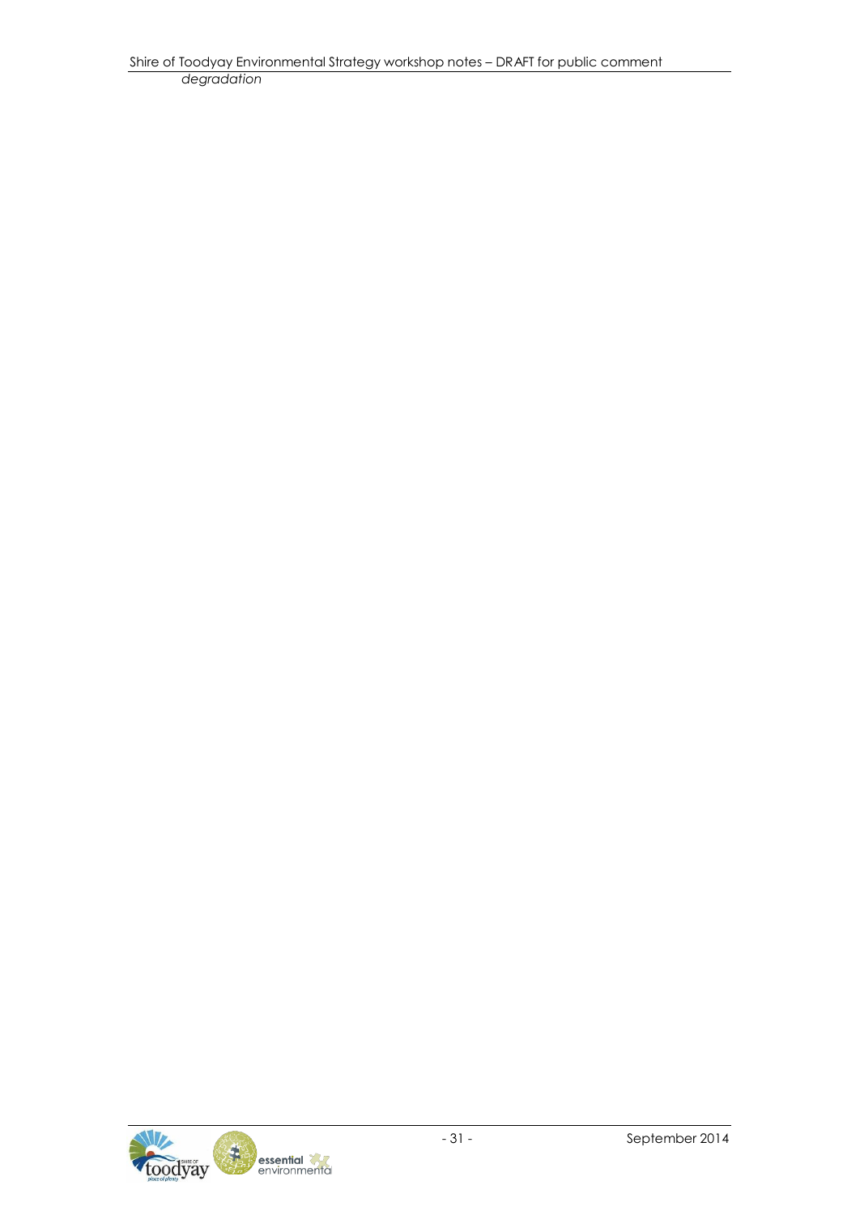*degradation*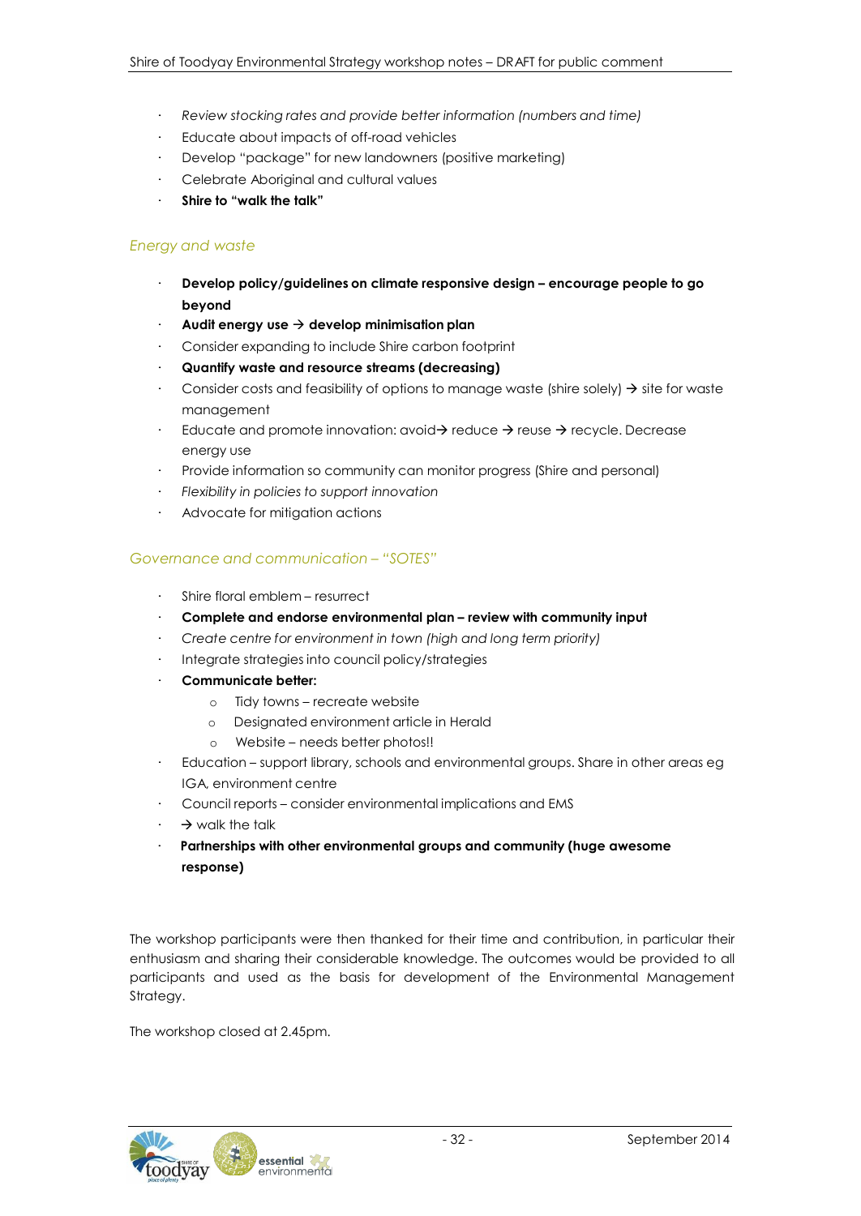- *Review stocking rates and provide better information (numbers and time)*
- Educate about impacts of off-road vehicles
- Develop "package" for new landowners (positive marketing)
- Celebrate Aboriginal and cultural values
- **Shire to "walk the talk"**

*Energy and waste*

- **Develop policy/guidelines on climate responsive design – encourage people to go beyond**
- **Audit energy use → develop minimisation plan**
- Consider expanding to include Shire carbon footprint
- **Quantify waste and resource streams (decreasing)**
- Consider costs and feasibility of options to manage waste (shire solely) → site for waste management
- Educate and promote innovation: avoid→ reduce → reuse → recycle. Decrease energy use
- Provide information so community can monitor progress (Shire and personal)
- *Flexibility in policies to support innovation*
- Advocate for mitigation actions

*Governance and communication – "SOTES"*

- Shire floral emblem – resurrect
- **Complete and endorse environmental plan – review with community input**
- *Create centre for environment in town (high and long term priority)*
- Integrate strategies into council policy/strategies
- **Communicate better:**
  - Tidy towns – recreate website
  - Designated environment article in Herald
  - Website – needs better photos!!
- Education – support library, schools and environmental groups. Share in other areas eg IGA, environment centre
- Council reports – consider environmental implications and EMS
- → walk the talk
- **Partnerships with other environmental groups and community (huge awesome response)**

The workshop participants were then thanked for their time and contribution, in particular their enthusiasm and sharing their considerable knowledge. The outcomes would be provided to all participants and used as the basis for development of the Environmental Management Strategy.

The workshop closed at 2.45pm.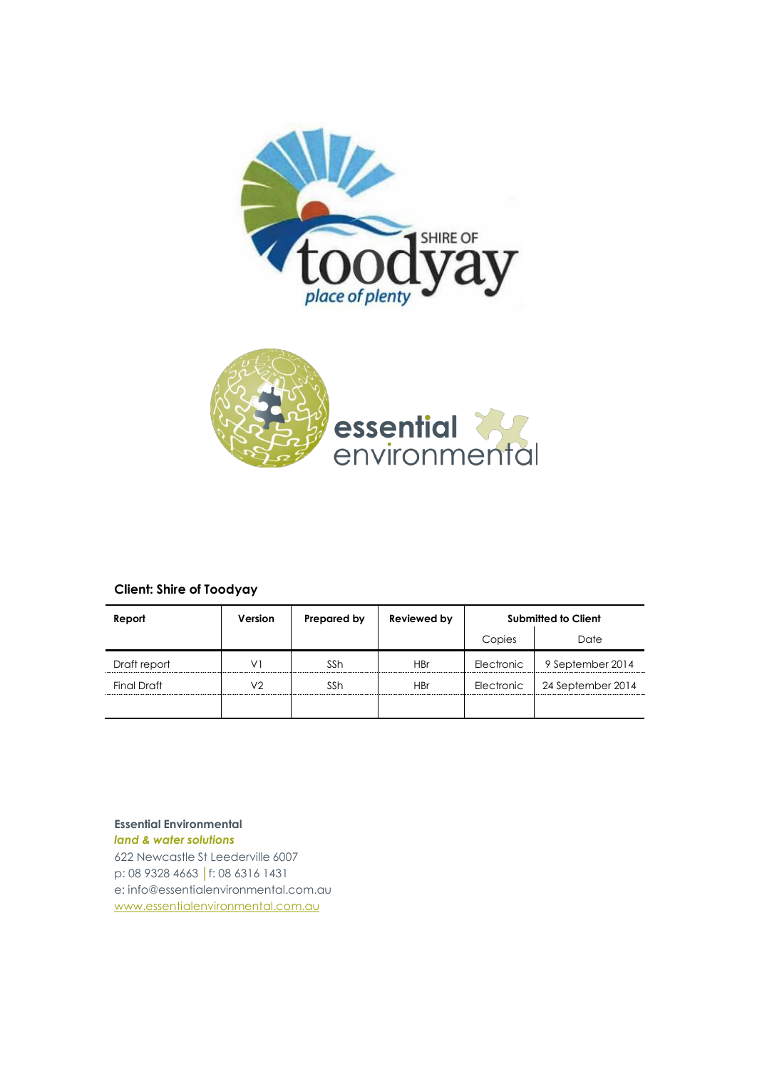**Client: Shire of Toodyay**

| Report | Version | Prepared by | Reviewed by | Submitted to Client | |
|---|---|---|---|---|---|
| | | | | Copies | Date |
| Draft report | V1 | SSh | HBr | Electronic | 9 September 2014 |
| Final Draft | V2 | SSh | HBr | Electronic | 24 September 2014 |
| | | | | | |

**Essential Environmental**
***land & water solutions***
622 Newcastle St Leederville 6007
p: 08 9328 4663 | f: 08 6316 1431
e: info@essentialenvironmental.com.au
www.essentialenvironmental.com.au